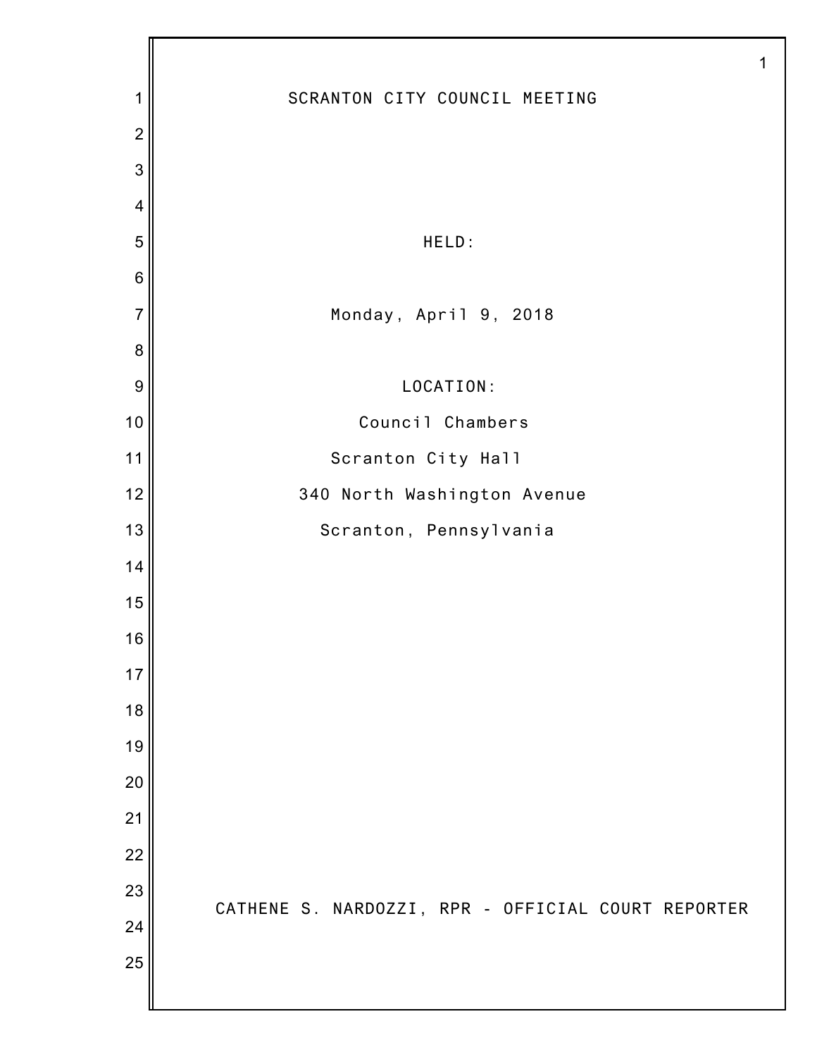# SCRANTON CITY COUNCIL MEETING

HELD:

Monday, April 9, 2018

LOCATION:

Council Chambers

Scranton City Hall

340 North Washington Avenue

Scranton, Pennsylvania

CATHENE S. NARDOZZI, RPR - OFFICIAL COURT REPORTER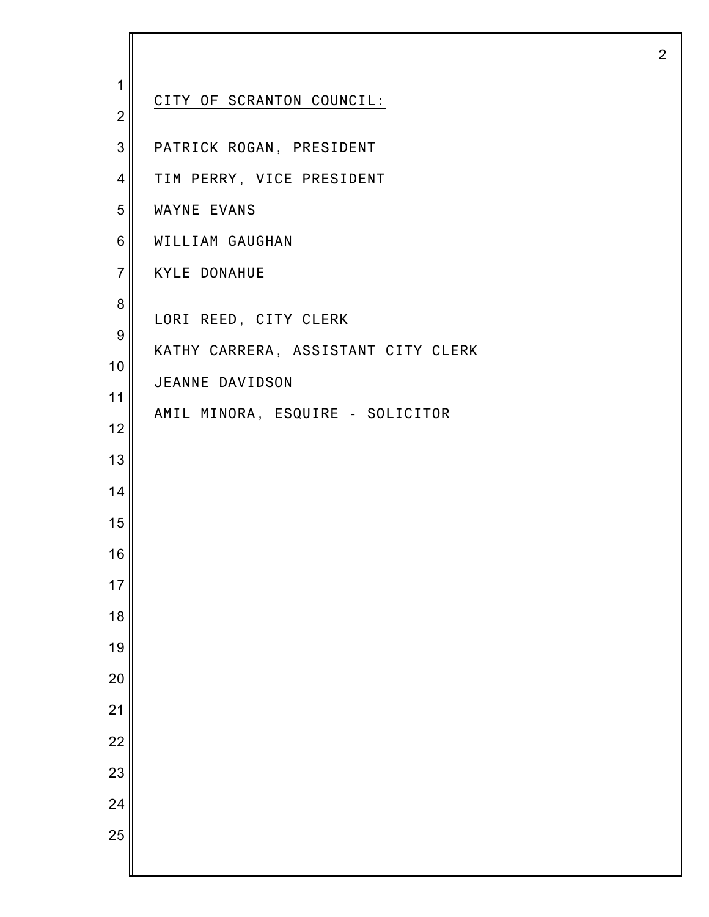CITY OF SCRANTON COUNCIL:

PATRICK ROGAN, PRESIDENT

TIM PERRY, VICE PRESIDENT

WAYNE EVANS

WILLIAM GAUGHAN

KYLE DONAHUE

LORI REED, CITY CLERK

KATHY CARRERA, ASSISTANT CITY CLERK

JEANNE DAVIDSON

AMIL MINORA, ESQUIRE - SOLICITOR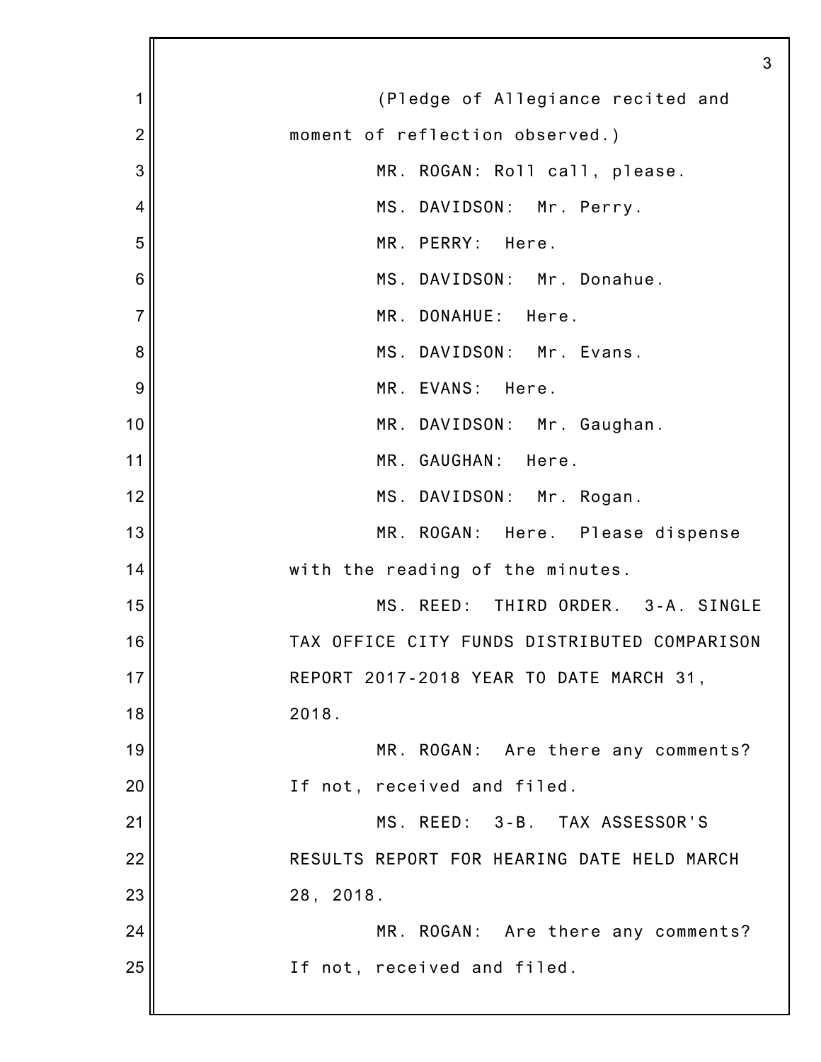(Pledge of Allegiance recited and moment of reflection observed.)

MR. ROGAN: Roll call, please.

MS. DAVIDSON: Mr. Perry.

MR. PERRY: Here.

MS. DAVIDSON: Mr. Donahue.

MR. DONAHUE: Here.

MS. DAVIDSON: Mr. Evans.

MR. EVANS: Here.

MR. DAVIDSON: Mr. Gaughan.

MR. GAUGHAN: Here.

MS. DAVIDSON: Mr. Rogan.

MR. ROGAN: Here. Please dispense with the reading of the minutes.

MS. REED: THIRD ORDER. 3-A. SINGLE TAX OFFICE CITY FUNDS DISTRIBUTED COMPARISON REPORT 2017-2018 YEAR TO DATE MARCH 31, 2018.

MR. ROGAN: Are there any comments? If not, received and filed.

MS. REED: 3-B. TAX ASSESSOR'S RESULTS REPORT FOR HEARING DATE HELD MARCH 28, 2018.

MR. ROGAN: Are there any comments? If not, received and filed.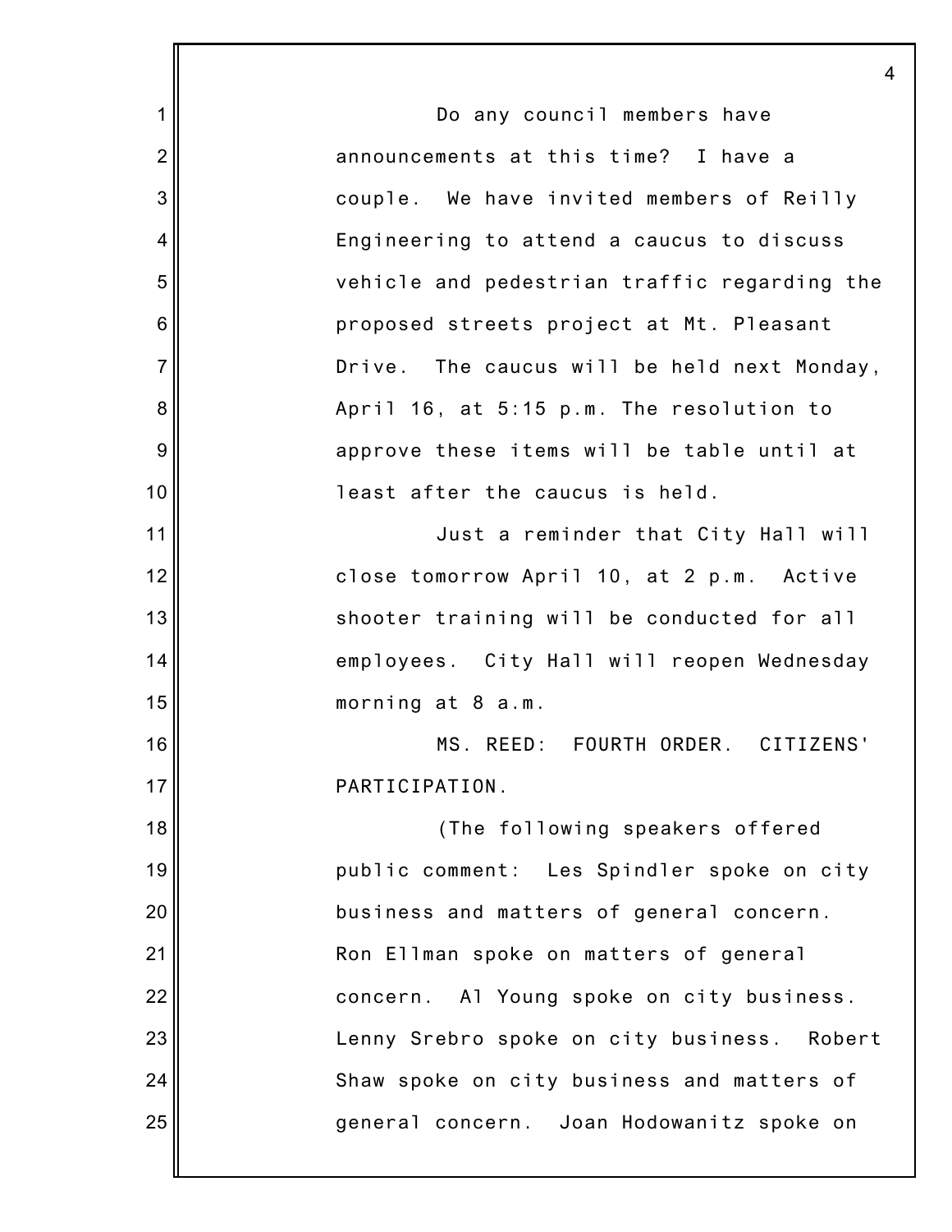Do any council members have announcements at this time? I have a couple. We have invited members of Reilly Engineering to attend a caucus to discuss vehicle and pedestrian traffic regarding the proposed streets project at Mt. Pleasant Drive. The caucus will be held next Monday, April 16, at 5:15 p.m. The resolution to approve these items will be table until at least after the caucus is held.

Just a reminder that City Hall will close tomorrow April 10, at 2 p.m. Active shooter training will be conducted for all employees. City Hall will reopen Wednesday morning at 8 a.m.

MS. REED: FOURTH ORDER. CITIZENS' PARTICIPATION.

(The following speakers offered public comment: Les Spindler spoke on city business and matters of general concern. Ron Ellman spoke on matters of general concern. Al Young spoke on city business. Lenny Srebro spoke on city business. Robert Shaw spoke on city business and matters of general concern. Joan Hodowanitz spoke on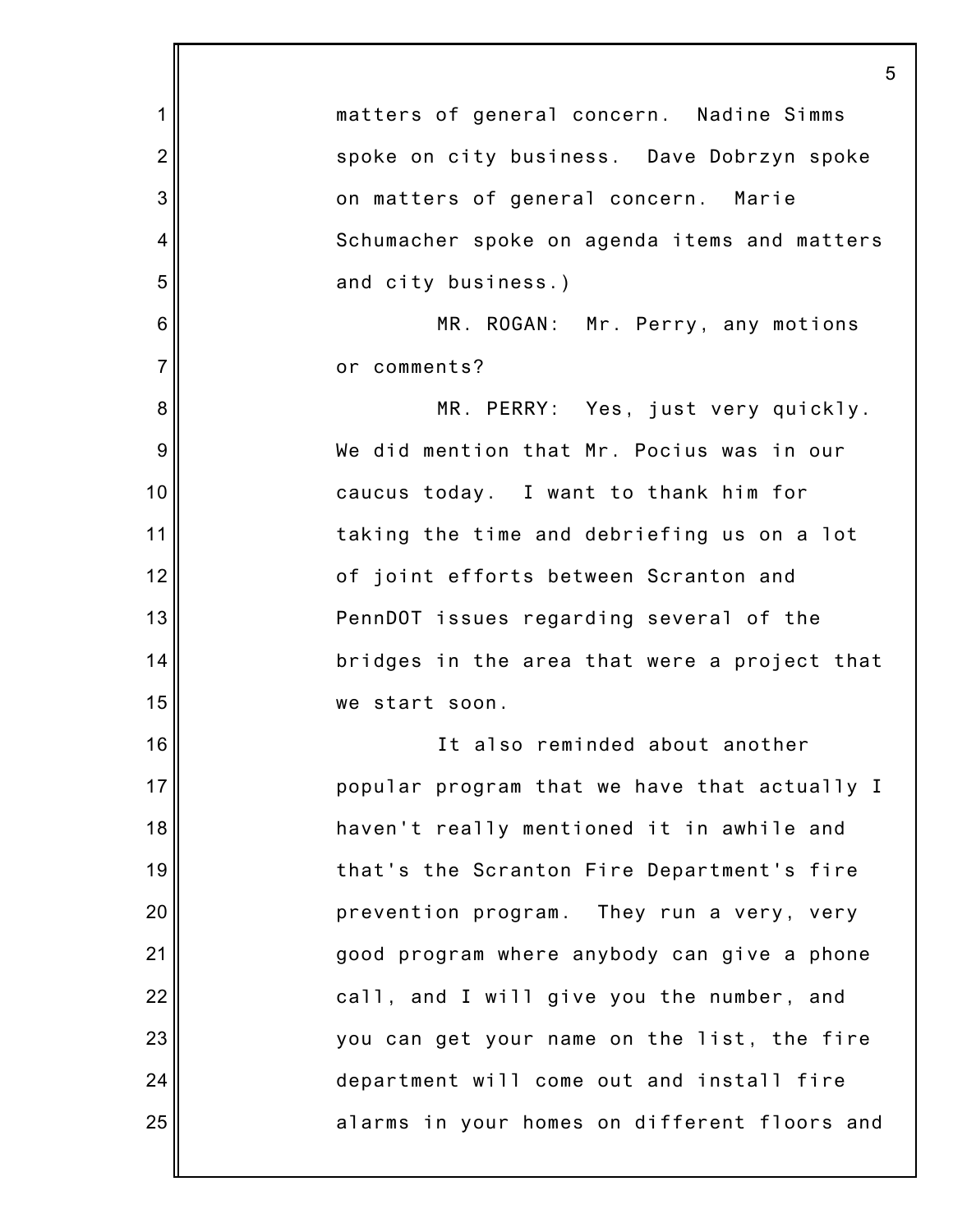matters of general concern. Nadine Simms spoke on city business. Dave Dobrzyn spoke on matters of general concern. Marie Schumacher spoke on agenda items and matters and city business.)

MR. ROGAN: Mr. Perry, any motions or comments?

MR. PERRY: Yes, just very quickly. We did mention that Mr. Pocius was in our caucus today. I want to thank him for taking the time and debriefing us on a lot of joint efforts between Scranton and PennDOT issues regarding several of the bridges in the area that were a project that we start soon.

It also reminded about another popular program that we have that actually I haven't really mentioned it in awhile and that's the Scranton Fire Department's fire prevention program. They run a very, very good program where anybody can give a phone call, and I will give you the number, and you can get your name on the list, the fire department will come out and install fire alarms in your homes on different floors and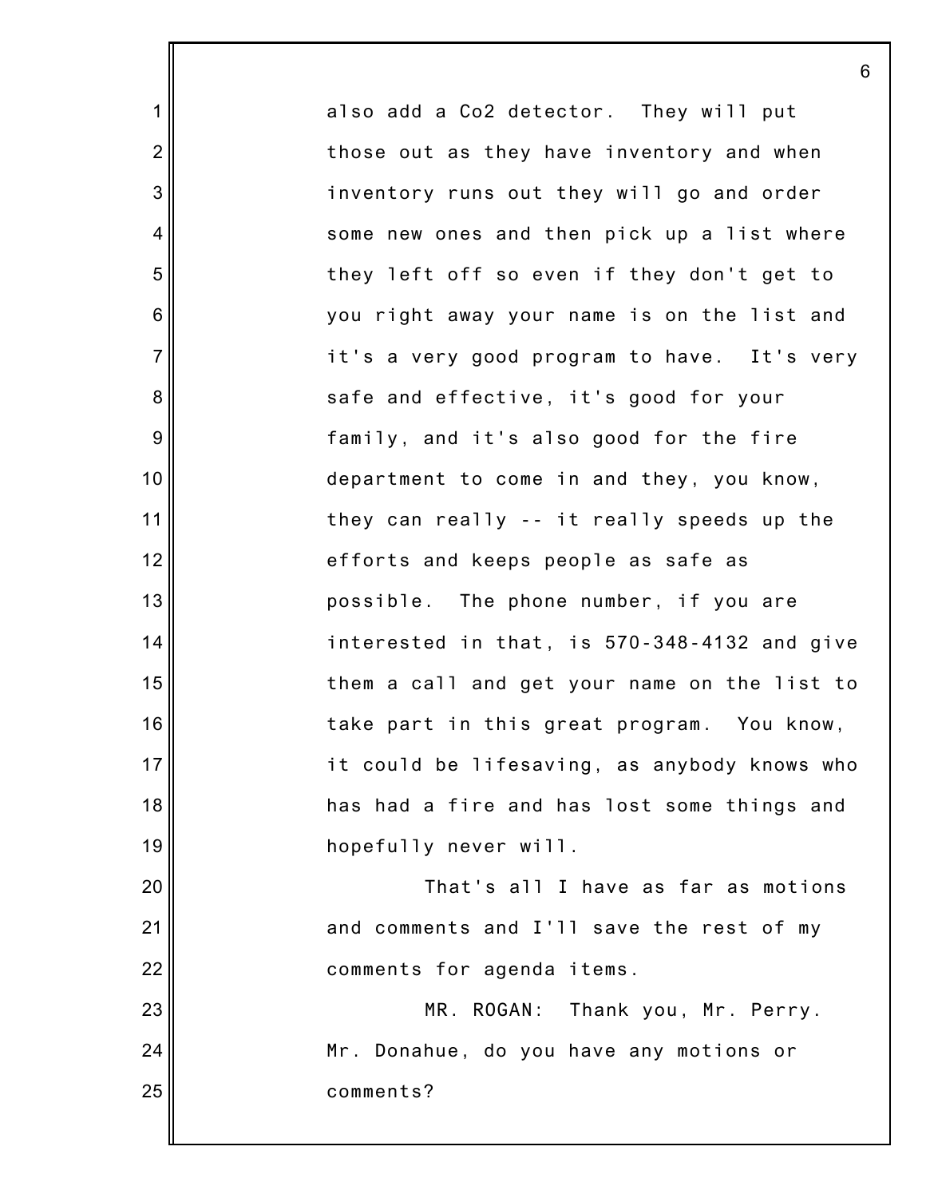also add a Co2 detector. They will put those out as they have inventory and when inventory runs out they will go and order some new ones and then pick up a list where they left off so even if they don't get to you right away your name is on the list and it's a very good program to have. It's very safe and effective, it's good for your family, and it's also good for the fire department to come in and they, you know, they can really -- it really speeds up the efforts and keeps people as safe as possible. The phone number, if you are interested in that, is 570-348-4132 and give them a call and get your name on the list to take part in this great program. You know, it could be lifesaving, as anybody knows who has had a fire and has lost some things and hopefully never will.

That's all I have as far as motions and comments and I'll save the rest of my comments for agenda items.

MR. ROGAN: Thank you, Mr. Perry. Mr. Donahue, do you have any motions or comments?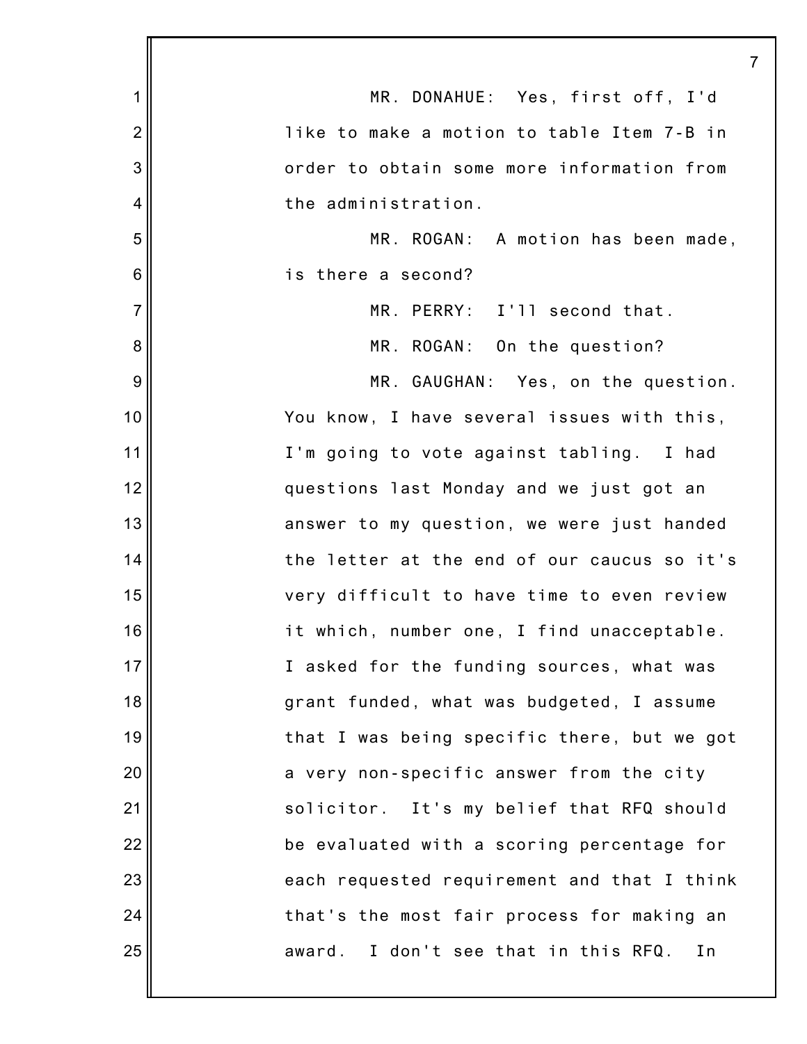MR. DONAHUE: Yes, first off, I'd like to make a motion to table Item 7-B in order to obtain some more information from the administration.

MR. ROGAN: A motion has been made, is there a second?

MR. PERRY: I'll second that.

MR. ROGAN: On the question?

MR. GAUGHAN: Yes, on the question. You know, I have several issues with this, I'm going to vote against tabling. I had questions last Monday and we just got an answer to my question, we were just handed the letter at the end of our caucus so it's very difficult to have time to even review it which, number one, I find unacceptable. I asked for the funding sources, what was grant funded, what was budgeted, I assume that I was being specific there, but we got a very non-specific answer from the city solicitor. It's my belief that RFQ should be evaluated with a scoring percentage for each requested requirement and that I think that's the most fair process for making an award. I don't see that in this RFQ. In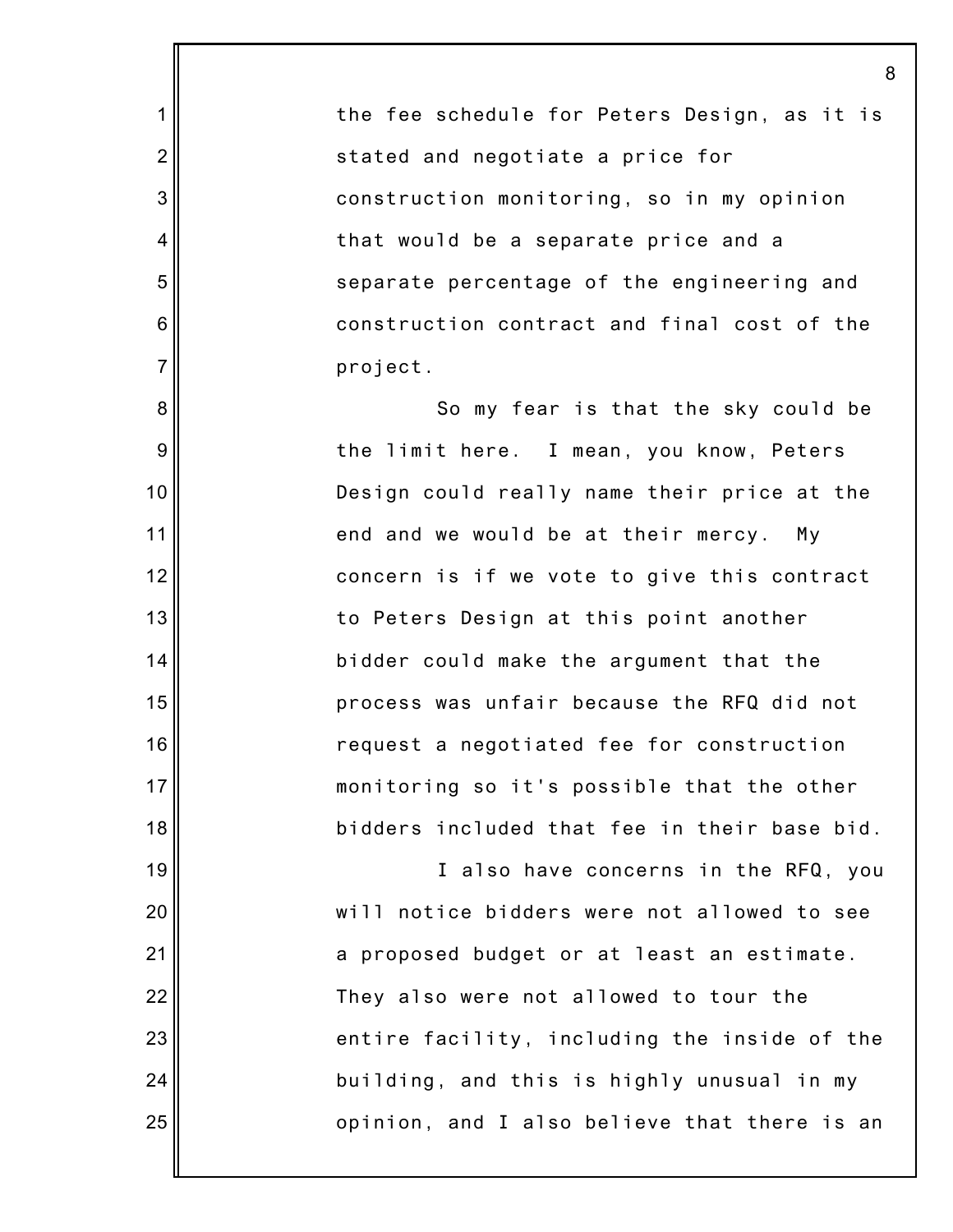the fee schedule for Peters Design, as it is stated and negotiate a price for construction monitoring, so in my opinion that would be a separate price and a separate percentage of the engineering and construction contract and final cost of the project.

So my fear is that the sky could be the limit here. I mean, you know, Peters Design could really name their price at the end and we would be at their mercy. My concern is if we vote to give this contract to Peters Design at this point another bidder could make the argument that the process was unfair because the RFQ did not request a negotiated fee for construction monitoring so it's possible that the other bidders included that fee in their base bid.

I also have concerns in the RFQ, you will notice bidders were not allowed to see a proposed budget or at least an estimate. They also were not allowed to tour the entire facility, including the inside of the building, and this is highly unusual in my opinion, and I also believe that there is an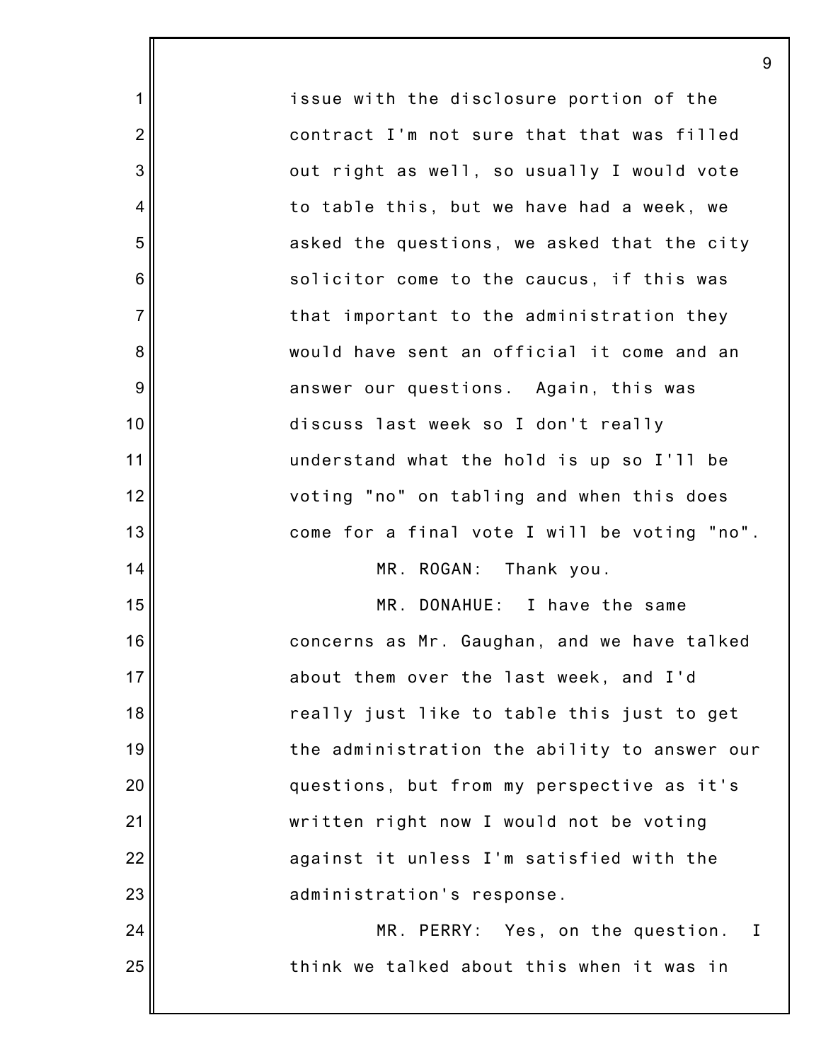issue with the disclosure portion of the contract I'm not sure that that was filled out right as well, so usually I would vote to table this, but we have had a week, we asked the questions, we asked that the city solicitor come to the caucus, if this was that important to the administration they would have sent an official it come and an answer our questions. Again, this was discuss last week so I don't really understand what the hold is up so I'll be voting "no" on tabling and when this does come for a final vote I will be voting "no".

MR. ROGAN: Thank you.

MR. DONAHUE: I have the same concerns as Mr. Gaughan, and we have talked about them over the last week, and I'd really just like to table this just to get the administration the ability to answer our questions, but from my perspective as it's written right now I would not be voting against it unless I'm satisfied with the administration's response.

MR. PERRY: Yes, on the question. I think we talked about this when it was in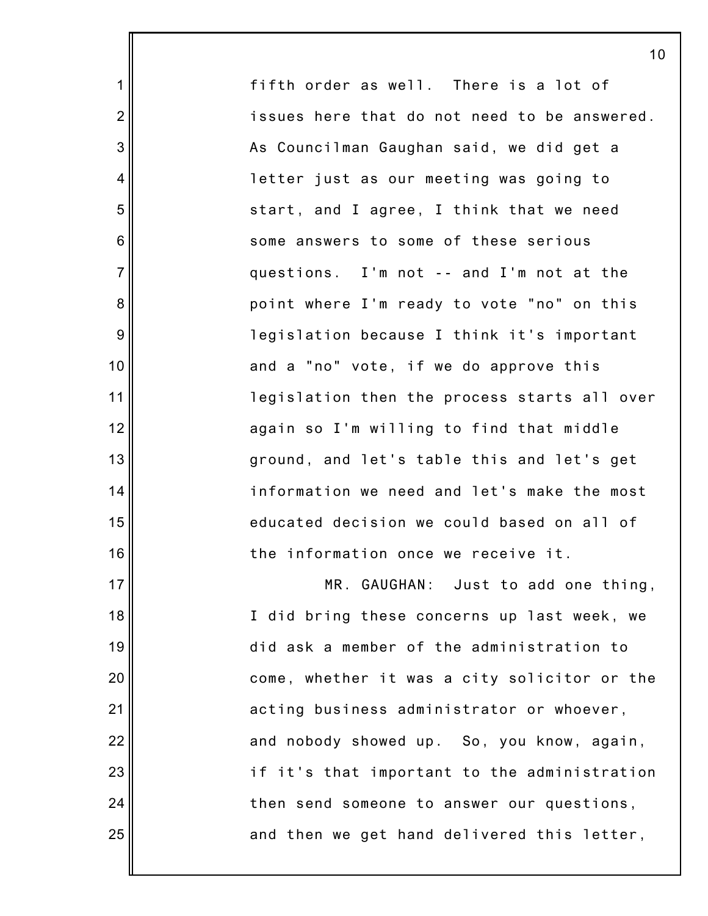fifth order as well. There is a lot of issues here that do not need to be answered. As Councilman Gaughan said, we did get a letter just as our meeting was going to start, and I agree, I think that we need some answers to some of these serious questions. I'm not -- and I'm not at the point where I'm ready to vote "no" on this legislation because I think it's important and a "no" vote, if we do approve this legislation then the process starts all over again so I'm willing to find that middle ground, and let's table this and let's get information we need and let's make the most educated decision we could based on all of the information once we receive it.

MR. GAUGHAN: Just to add one thing, I did bring these concerns up last week, we did ask a member of the administration to come, whether it was a city solicitor or the acting business administrator or whoever, and nobody showed up. So, you know, again, if it's that important to the administration then send someone to answer our questions, and then we get hand delivered this letter,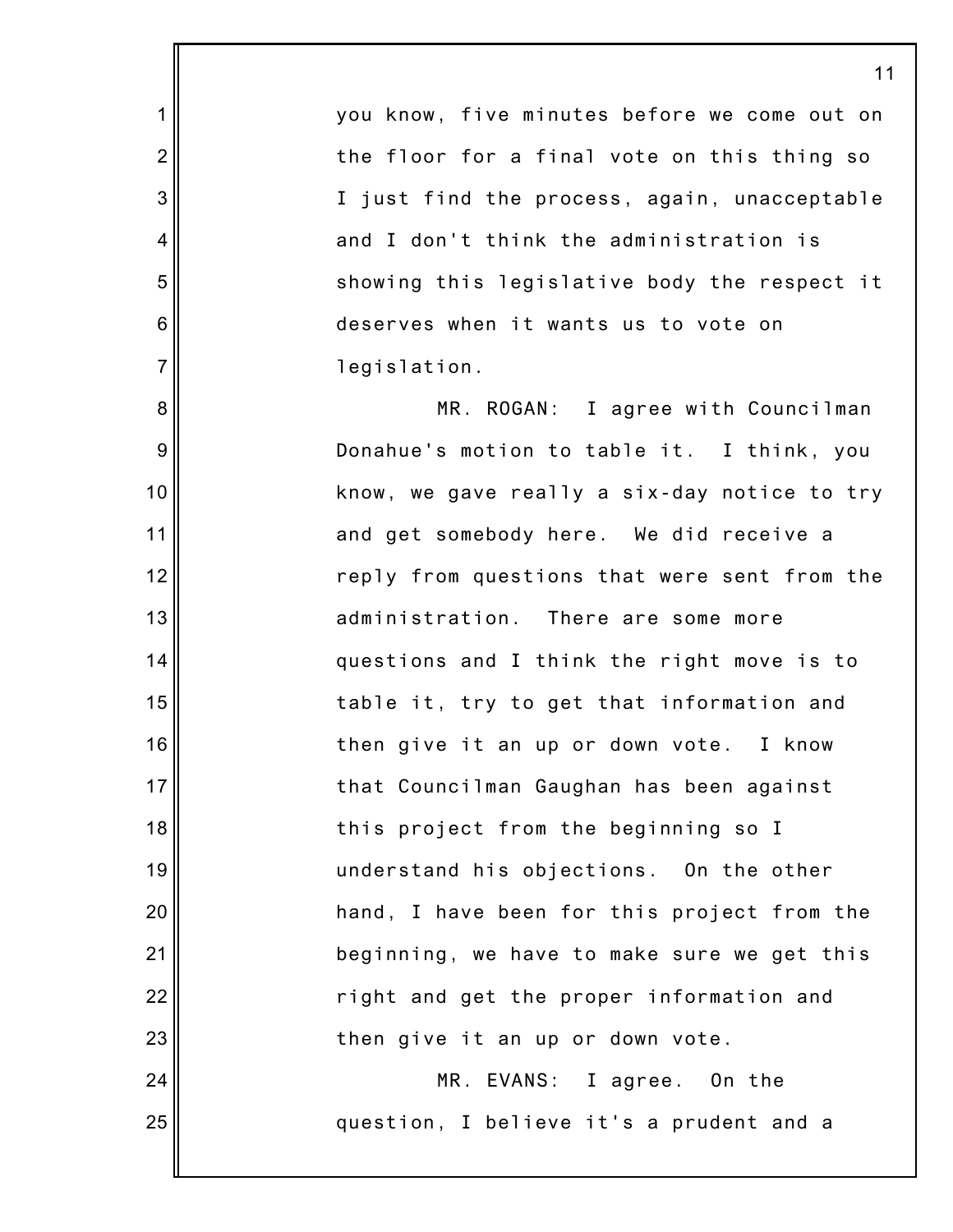you know, five minutes before we come out on the floor for a final vote on this thing so I just find the process, again, unacceptable and I don't think the administration is showing this legislative body the respect it deserves when it wants us to vote on legislation.

MR. ROGAN: I agree with Councilman Donahue's motion to table it. I think, you know, we gave really a six-day notice to try and get somebody here. We did receive a reply from questions that were sent from the administration. There are some more questions and I think the right move is to table it, try to get that information and then give it an up or down vote. I know that Councilman Gaughan has been against this project from the beginning so I understand his objections. On the other hand, I have been for this project from the beginning, we have to make sure we get this right and get the proper information and then give it an up or down vote.

MR. EVANS: I agree. On the question, I believe it's a prudent and a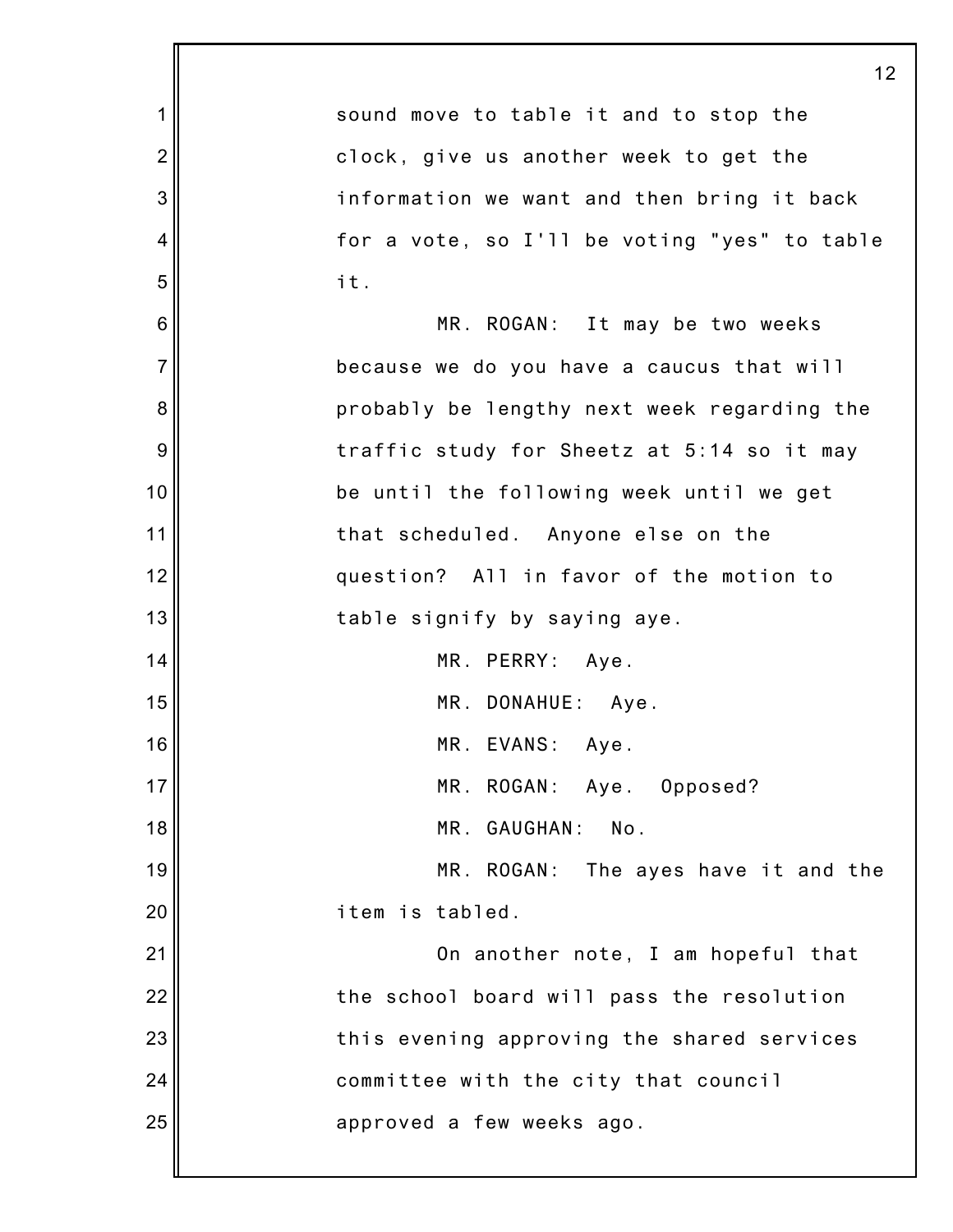sound move to table it and to stop the clock, give us another week to get the information we want and then bring it back for a vote, so I'll be voting "yes" to table it.

MR. ROGAN: It may be two weeks because we do you have a caucus that will probably be lengthy next week regarding the traffic study for Sheetz at 5:14 so it may be until the following week until we get that scheduled. Anyone else on the question? All in favor of the motion to table signify by saying aye.

MR. PERRY: Aye.

MR. DONAHUE: Aye.

MR. EVANS: Aye.

MR. ROGAN: Aye. Opposed?

MR. GAUGHAN: No.

MR. ROGAN: The ayes have it and the item is tabled.

On another note, I am hopeful that the school board will pass the resolution this evening approving the shared services committee with the city that council approved a few weeks ago.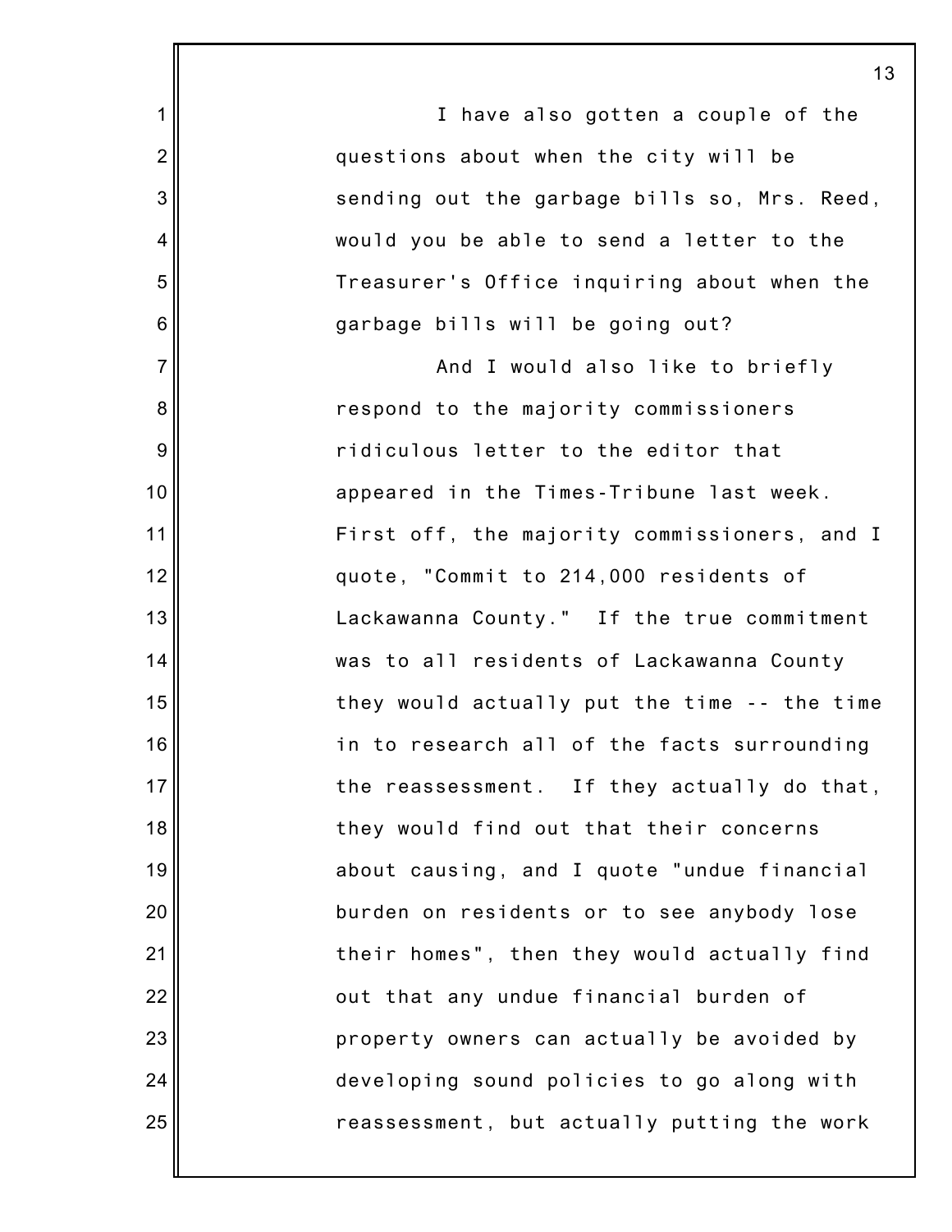I have also gotten a couple of the questions about when the city will be sending out the garbage bills so, Mrs. Reed, would you be able to send a letter to the Treasurer's Office inquiring about when the garbage bills will be going out?

And I would also like to briefly respond to the majority commissioners ridiculous letter to the editor that appeared in the Times-Tribune last week. First off, the majority commissioners, and I quote, "Commit to 214,000 residents of Lackawanna County." If the true commitment was to all residents of Lackawanna County they would actually put the time -- the time in to research all of the facts surrounding the reassessment. If they actually do that, they would find out that their concerns about causing, and I quote "undue financial burden on residents or to see anybody lose their homes", then they would actually find out that any undue financial burden of property owners can actually be avoided by developing sound policies to go along with reassessment, but actually putting the work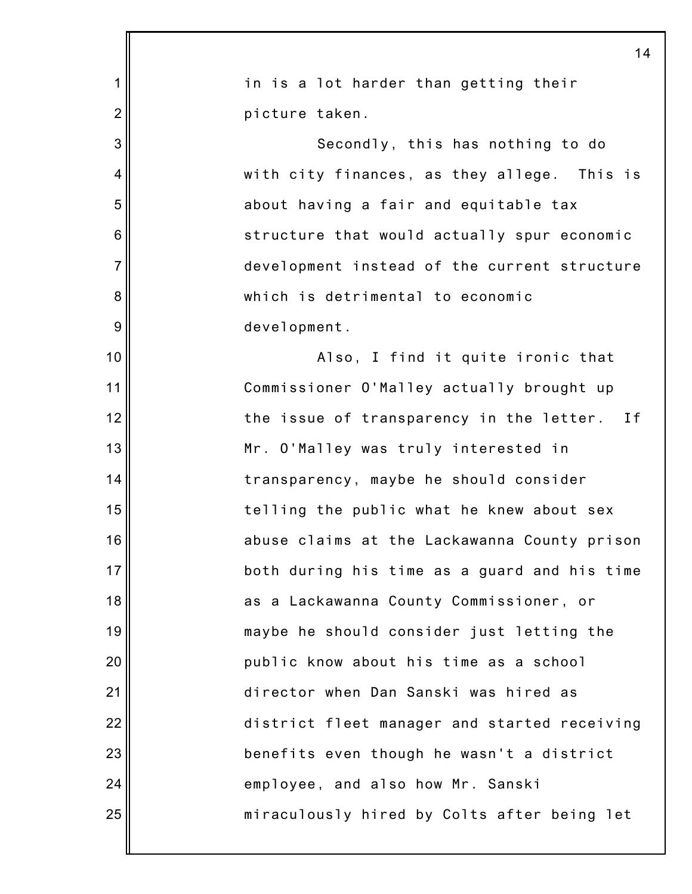in is a lot harder than getting their picture taken.

Secondly, this has nothing to do with city finances, as they allege. This is about having a fair and equitable tax structure that would actually spur economic development instead of the current structure which is detrimental to economic development.

Also, I find it quite ironic that Commissioner O'Malley actually brought up the issue of transparency in the letter. If Mr. O'Malley was truly interested in transparency, maybe he should consider telling the public what he knew about sex abuse claims at the Lackawanna County prison both during his time as a guard and his time as a Lackawanna County Commissioner, or maybe he should consider just letting the public know about his time as a school director when Dan Sanski was hired as district fleet manager and started receiving benefits even though he wasn't a district employee, and also how Mr. Sanski miraculously hired by Colts after being let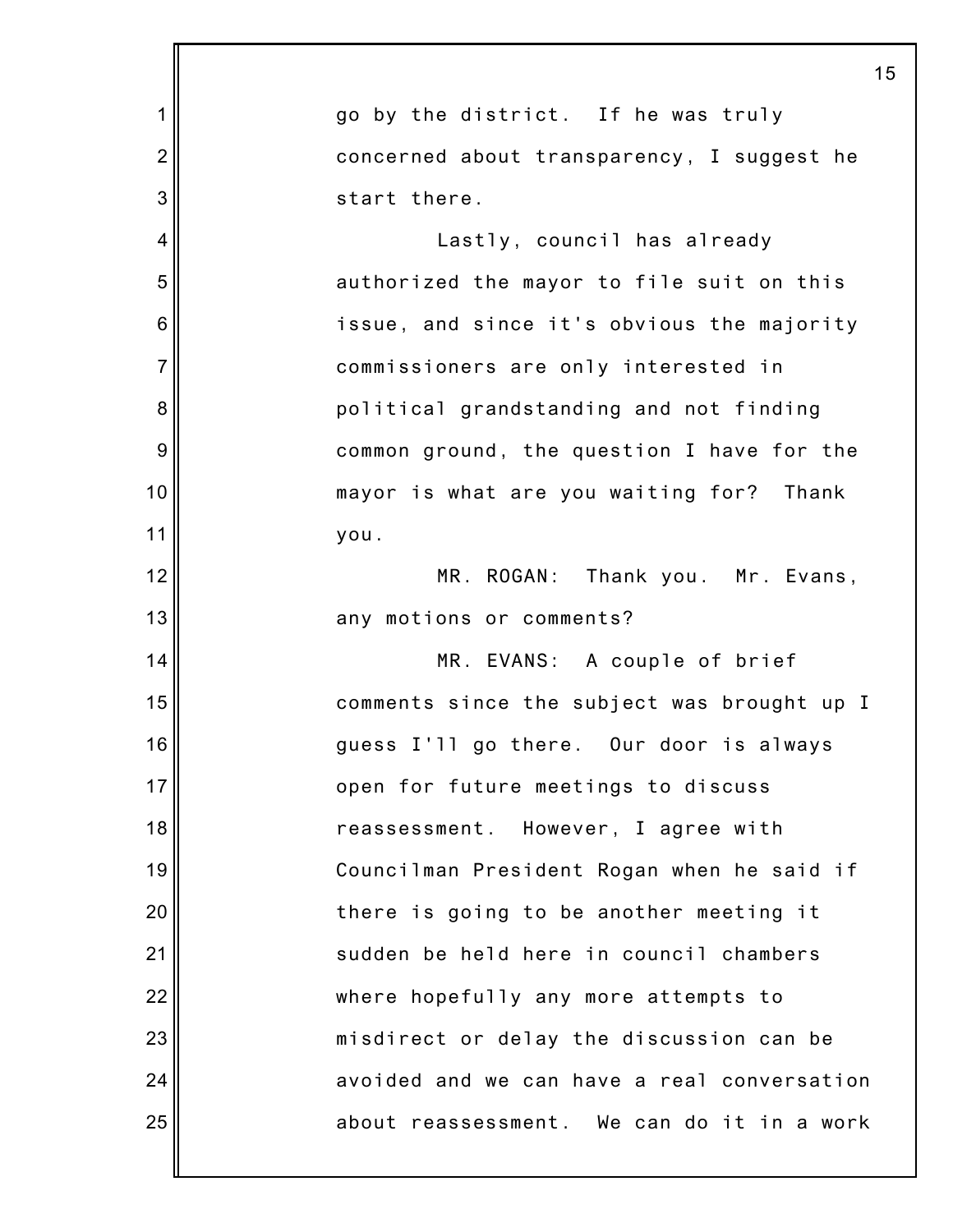go by the district. If he was truly concerned about transparency, I suggest he start there.

Lastly, council has already authorized the mayor to file suit on this issue, and since it's obvious the majority commissioners are only interested in political grandstanding and not finding common ground, the question I have for the mayor is what are you waiting for? Thank you.

MR. ROGAN: Thank you. Mr. Evans, any motions or comments?

MR. EVANS: A couple of brief comments since the subject was brought up I guess I'll go there. Our door is always open for future meetings to discuss reassessment. However, I agree with Councilman President Rogan when he said if there is going to be another meeting it sudden be held here in council chambers where hopefully any more attempts to misdirect or delay the discussion can be avoided and we can have a real conversation about reassessment. We can do it in a work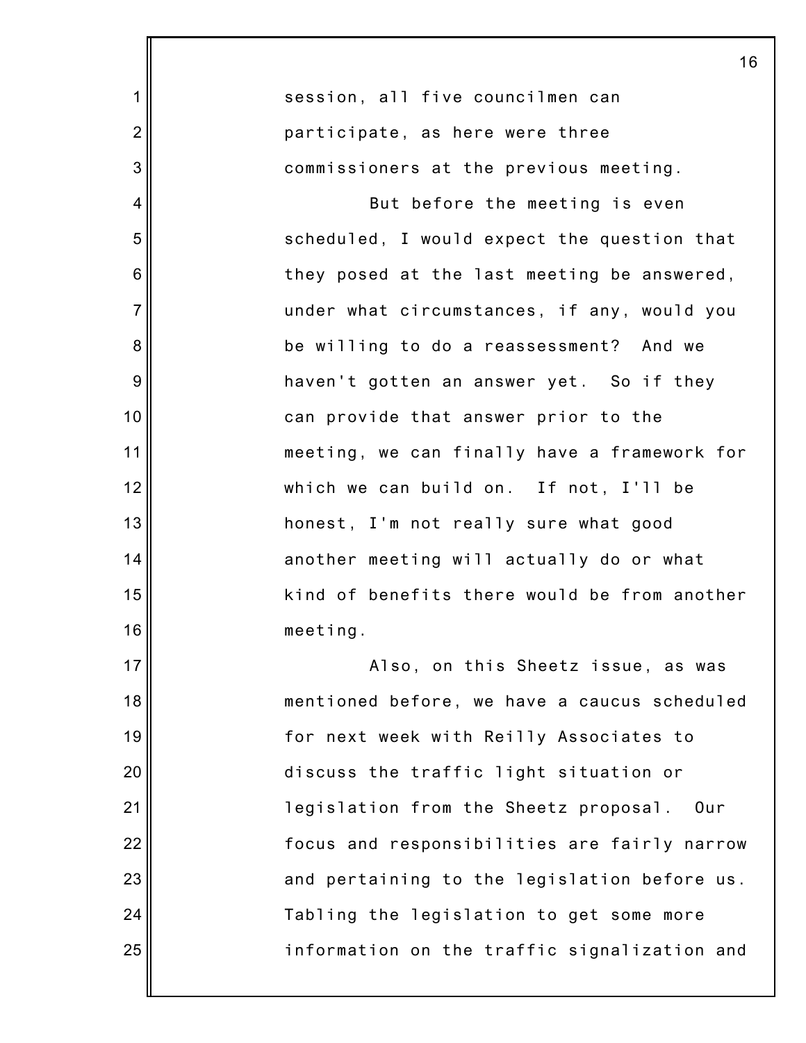session, all five councilmen can participate, as here were three commissioners at the previous meeting.

But before the meeting is even scheduled, I would expect the question that they posed at the last meeting be answered, under what circumstances, if any, would you be willing to do a reassessment? And we haven't gotten an answer yet. So if they can provide that answer prior to the meeting, we can finally have a framework for which we can build on. If not, I'll be honest, I'm not really sure what good another meeting will actually do or what kind of benefits there would be from another meeting.

Also, on this Sheetz issue, as was mentioned before, we have a caucus scheduled for next week with Reilly Associates to discuss the traffic light situation or legislation from the Sheetz proposal. Our focus and responsibilities are fairly narrow and pertaining to the legislation before us. Tabling the legislation to get some more information on the traffic signalization and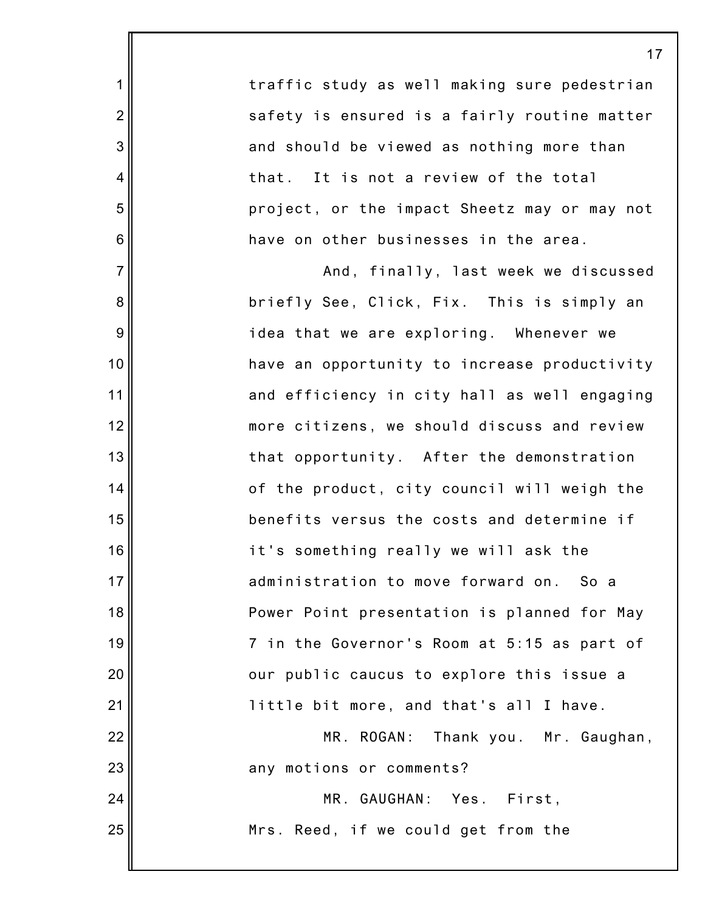traffic study as well making sure pedestrian safety is ensured is a fairly routine matter and should be viewed as nothing more than that. It is not a review of the total project, or the impact Sheetz may or may not have on other businesses in the area.

And, finally, last week we discussed briefly See, Click, Fix. This is simply an idea that we are exploring. Whenever we have an opportunity to increase productivity and efficiency in city hall as well engaging more citizens, we should discuss and review that opportunity. After the demonstration of the product, city council will weigh the benefits versus the costs and determine if it's something really we will ask the administration to move forward on. So a Power Point presentation is planned for May 7 in the Governor's Room at 5:15 as part of our public caucus to explore this issue a little bit more, and that's all I have.

MR. ROGAN: Thank you. Mr. Gaughan, any motions or comments?

MR. GAUGHAN: Yes. First, Mrs. Reed, if we could get from the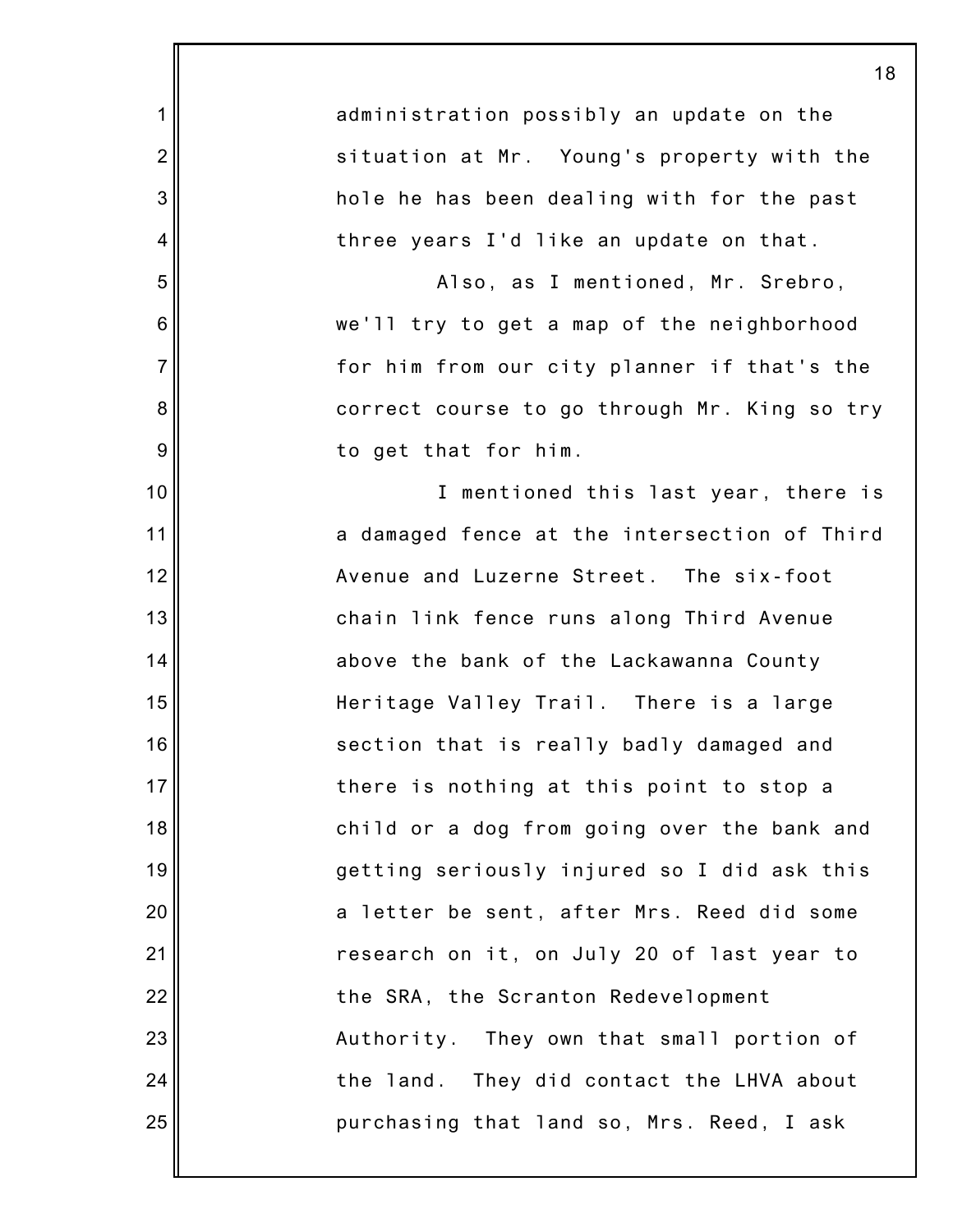administration possibly an update on the situation at Mr. Young's property with the hole he has been dealing with for the past three years I'd like an update on that.

Also, as I mentioned, Mr. Srebro, we'll try to get a map of the neighborhood for him from our city planner if that's the correct course to go through Mr. King so try to get that for him.

I mentioned this last year, there is a damaged fence at the intersection of Third Avenue and Luzerne Street. The six-foot chain link fence runs along Third Avenue above the bank of the Lackawanna County Heritage Valley Trail. There is a large section that is really badly damaged and there is nothing at this point to stop a child or a dog from going over the bank and getting seriously injured so I did ask this a letter be sent, after Mrs. Reed did some research on it, on July 20 of last year to the SRA, the Scranton Redevelopment Authority. They own that small portion of the land. They did contact the LHVA about purchasing that land so, Mrs. Reed, I ask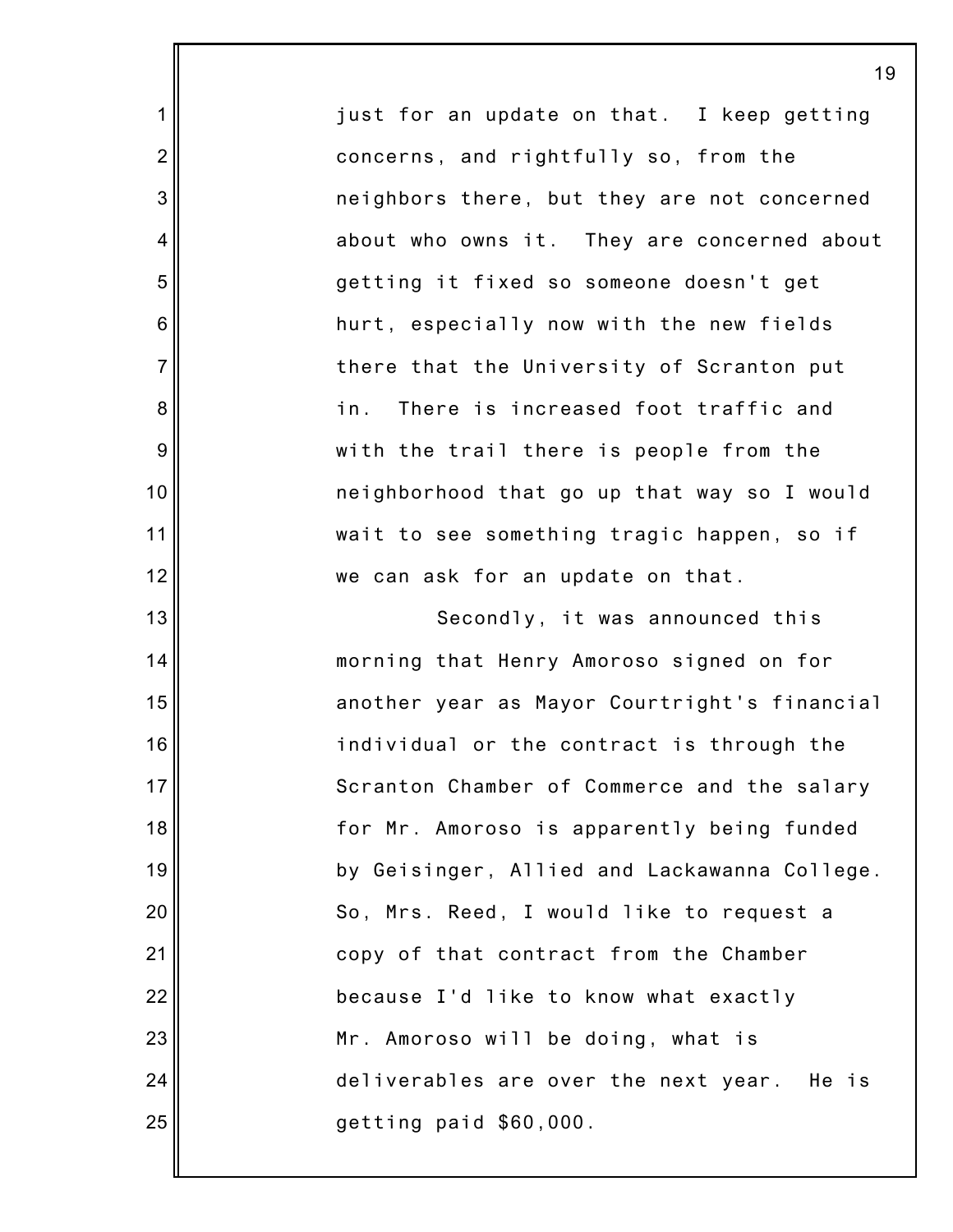just for an update on that. I keep getting concerns, and rightfully so, from the neighbors there, but they are not concerned about who owns it. They are concerned about getting it fixed so someone doesn't get hurt, especially now with the new fields there that the University of Scranton put in. There is increased foot traffic and with the trail there is people from the neighborhood that go up that way so I would wait to see something tragic happen, so if we can ask for an update on that.

Secondly, it was announced this morning that Henry Amoroso signed on for another year as Mayor Courtright's financial individual or the contract is through the Scranton Chamber of Commerce and the salary for Mr. Amoroso is apparently being funded by Geisinger, Allied and Lackawanna College. So, Mrs. Reed, I would like to request a copy of that contract from the Chamber because I'd like to know what exactly Mr. Amoroso will be doing, what is deliverables are over the next year. He is getting paid $60,000.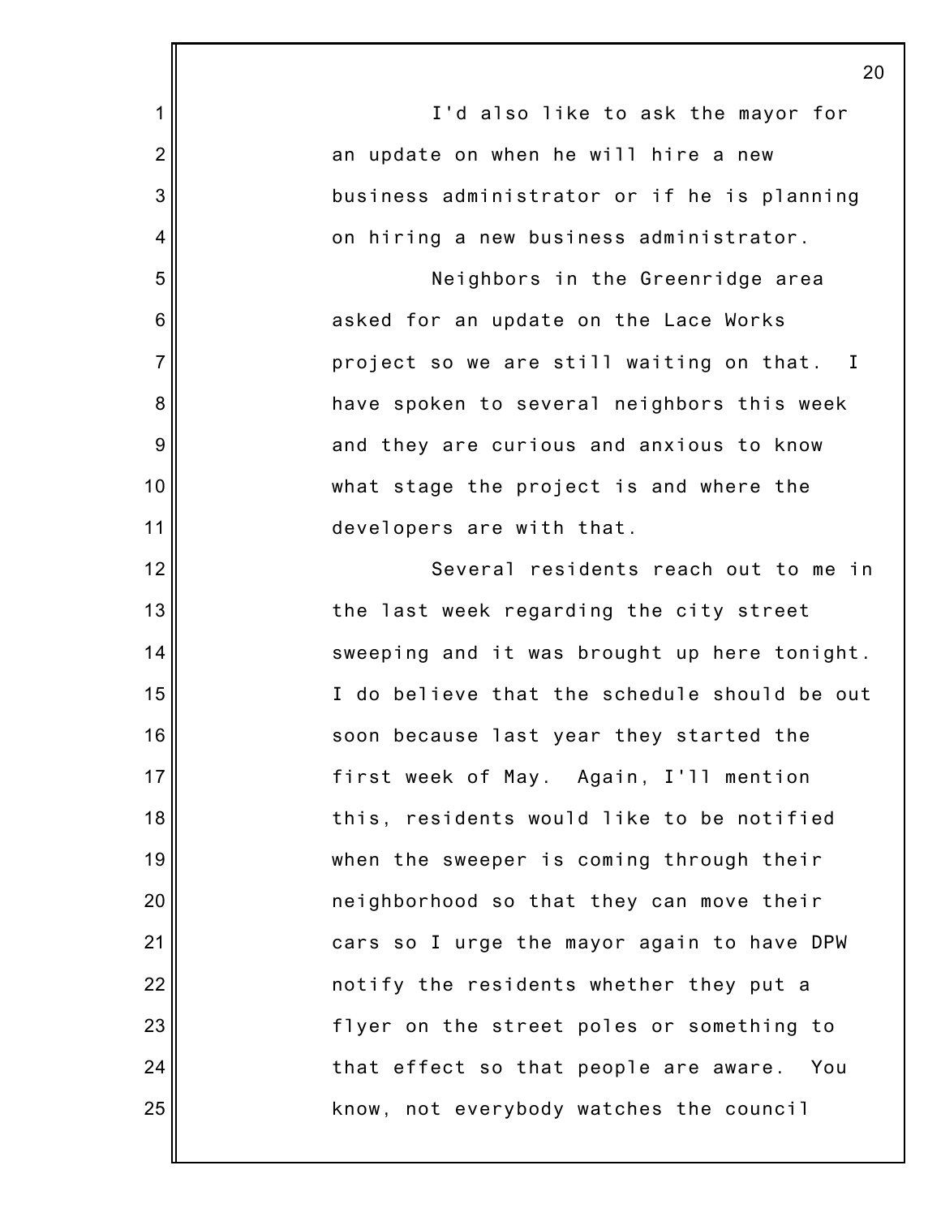I'd also like to ask the mayor for an update on when he will hire a new business administrator or if he is planning on hiring a new business administrator.

Neighbors in the Greenridge area asked for an update on the Lace Works project so we are still waiting on that. I have spoken to several neighbors this week and they are curious and anxious to know what stage the project is and where the developers are with that.

Several residents reach out to me in the last week regarding the city street sweeping and it was brought up here tonight. I do believe that the schedule should be out soon because last year they started the first week of May. Again, I'll mention this, residents would like to be notified when the sweeper is coming through their neighborhood so that they can move their cars so I urge the mayor again to have DPW notify the residents whether they put a flyer on the street poles or something to that effect so that people are aware. You know, not everybody watches the council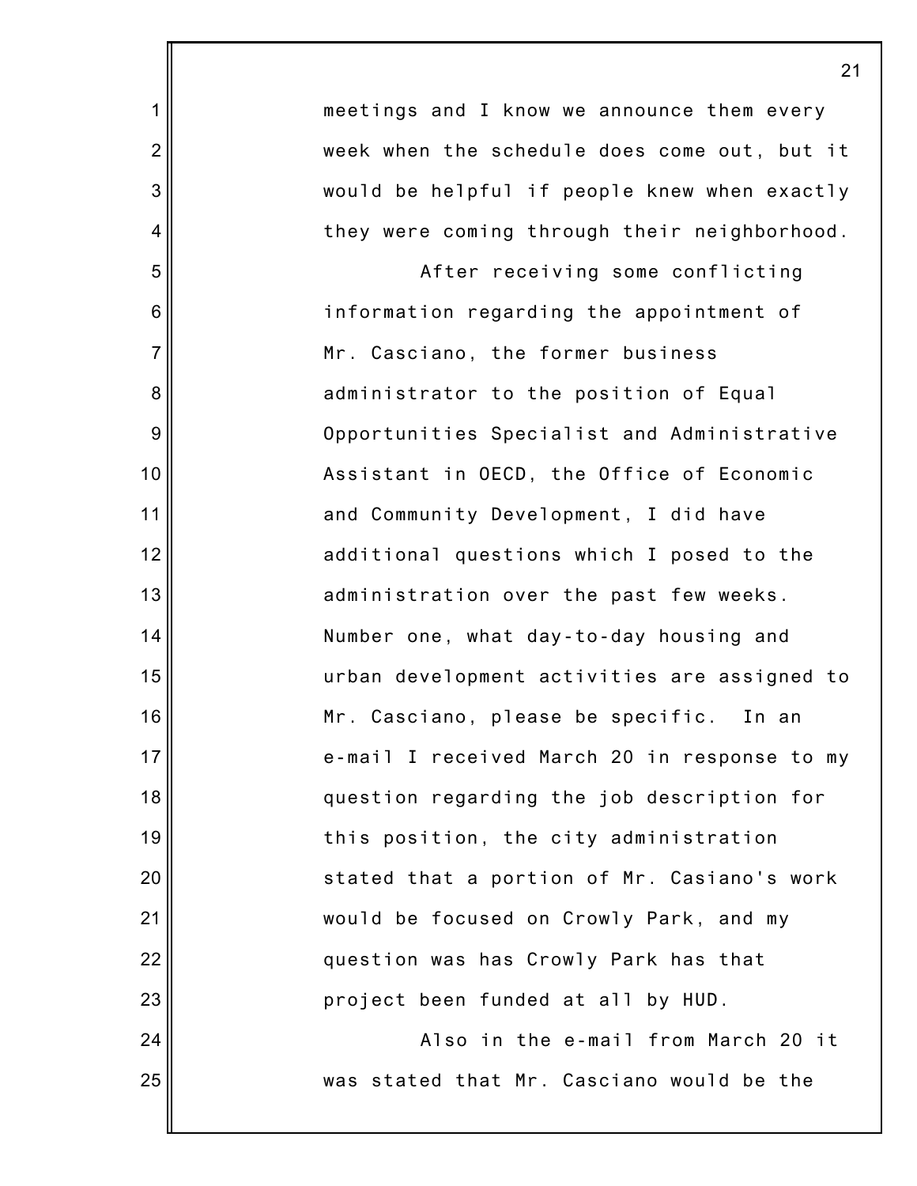meetings and I know we announce them every week when the schedule does come out, but it would be helpful if people knew when exactly they were coming through their neighborhood.

After receiving some conflicting information regarding the appointment of Mr. Casciano, the former business administrator to the position of Equal Opportunities Specialist and Administrative Assistant in OECD, the Office of Economic and Community Development, I did have additional questions which I posed to the administration over the past few weeks. Number one, what day-to-day housing and urban development activities are assigned to Mr. Casciano, please be specific. In an e-mail I received March 20 in response to my question regarding the job description for this position, the city administration stated that a portion of Mr. Casiano's work would be focused on Crowly Park, and my question was has Crowly Park has that project been funded at all by HUD.

Also in the e-mail from March 20 it was stated that Mr. Casciano would be the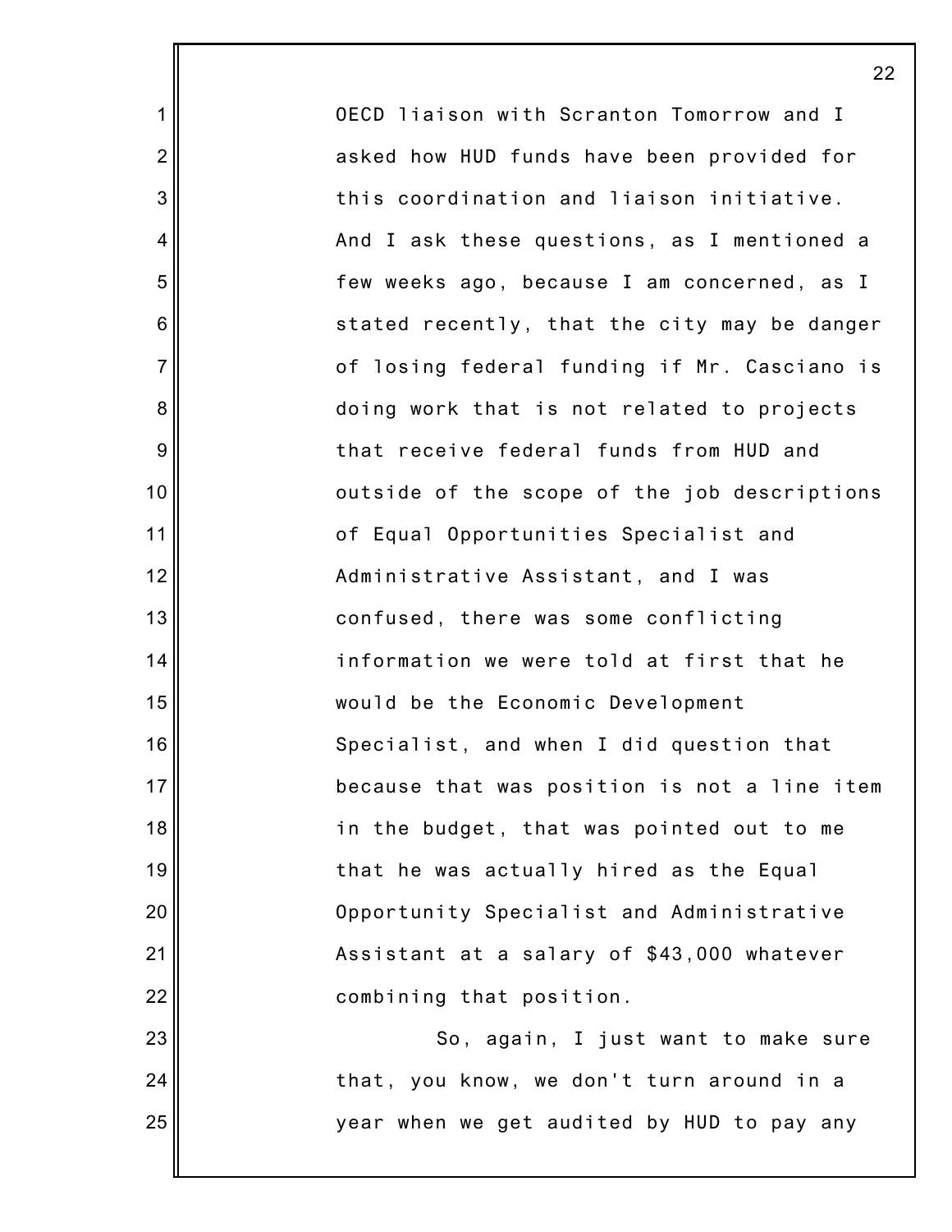OECD liaison with Scranton Tomorrow and I asked how HUD funds have been provided for this coordination and liaison initiative. And I ask these questions, as I mentioned a few weeks ago, because I am concerned, as I stated recently, that the city may be danger of losing federal funding if Mr. Casciano is doing work that is not related to projects that receive federal funds from HUD and outside of the scope of the job descriptions of Equal Opportunities Specialist and Administrative Assistant, and I was confused, there was some conflicting information we were told at first that he would be the Economic Development Specialist, and when I did question that because that was position is not a line item in the budget, that was pointed out to me that he was actually hired as the Equal Opportunity Specialist and Administrative Assistant at a salary of $43,000 whatever combining that position.

So, again, I just want to make sure that, you know, we don't turn around in a year when we get audited by HUD to pay any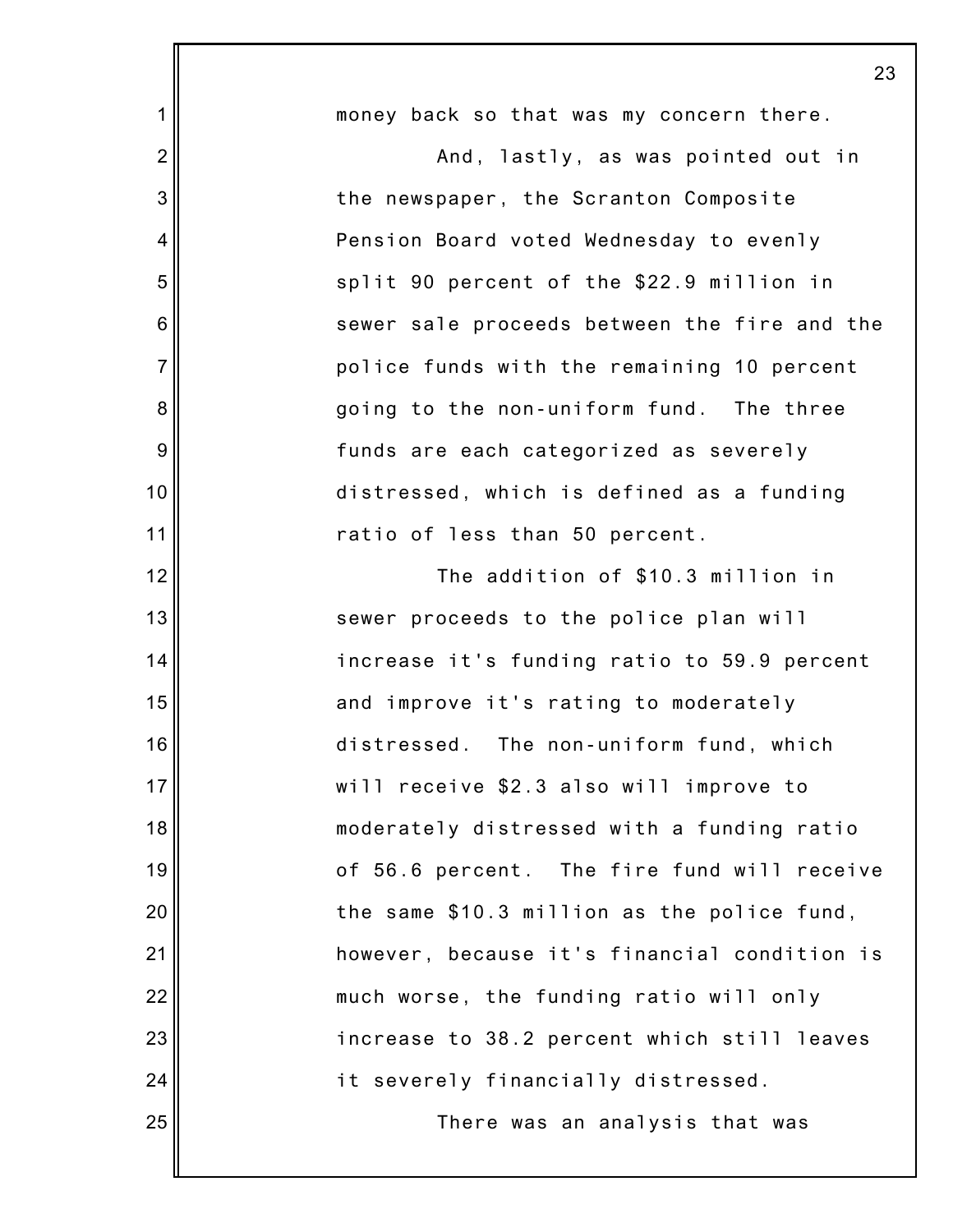money back so that was my concern there.

And, lastly, as was pointed out in the newspaper, the Scranton Composite Pension Board voted Wednesday to evenly split 90 percent of the $22.9 million in sewer sale proceeds between the fire and the police funds with the remaining 10 percent going to the non-uniform fund. The three funds are each categorized as severely distressed, which is defined as a funding ratio of less than 50 percent.

The addition of $10.3 million in sewer proceeds to the police plan will increase it's funding ratio to 59.9 percent and improve it's rating to moderately distressed. The non-uniform fund, which will receive $2.3 also will improve to moderately distressed with a funding ratio of 56.6 percent. The fire fund will receive the same $10.3 million as the police fund, however, because it's financial condition is much worse, the funding ratio will only increase to 38.2 percent which still leaves it severely financially distressed.

There was an analysis that was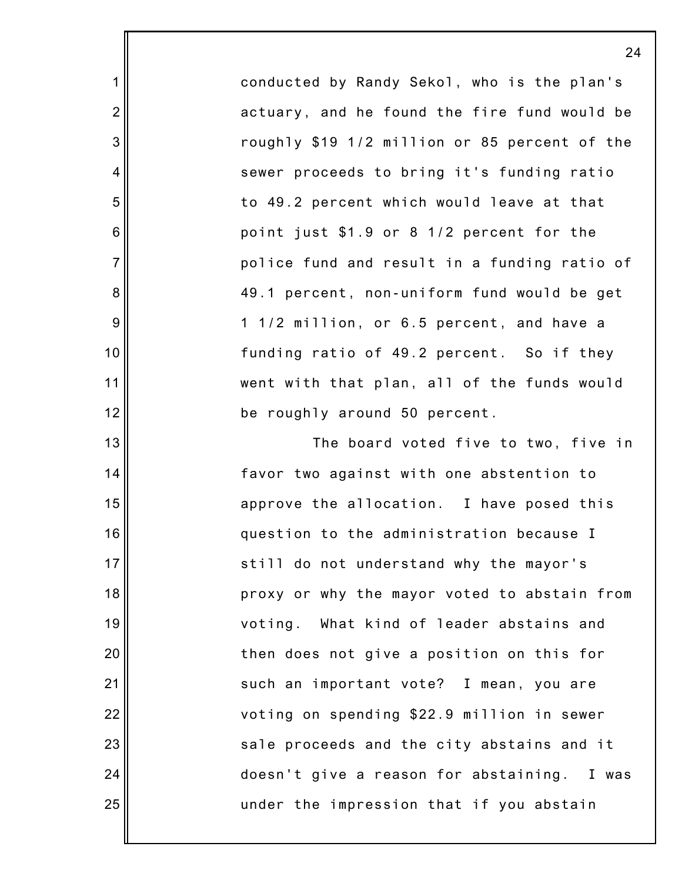conducted by Randy Sekol, who is the plan's actuary, and he found the fire fund would be roughly $19 1/2 million or 85 percent of the sewer proceeds to bring it's funding ratio to 49.2 percent which would leave at that point just $1.9 or 8 1/2 percent for the police fund and result in a funding ratio of 49.1 percent, non-uniform fund would be get 1 1/2 million, or 6.5 percent, and have a funding ratio of 49.2 percent. So if they went with that plan, all of the funds would be roughly around 50 percent.

The board voted five to two, five in favor two against with one abstention to approve the allocation. I have posed this question to the administration because I still do not understand why the mayor's proxy or why the mayor voted to abstain from voting. What kind of leader abstains and then does not give a position on this for such an important vote? I mean, you are voting on spending $22.9 million in sewer sale proceeds and the city abstains and it doesn't give a reason for abstaining. I was under the impression that if you abstain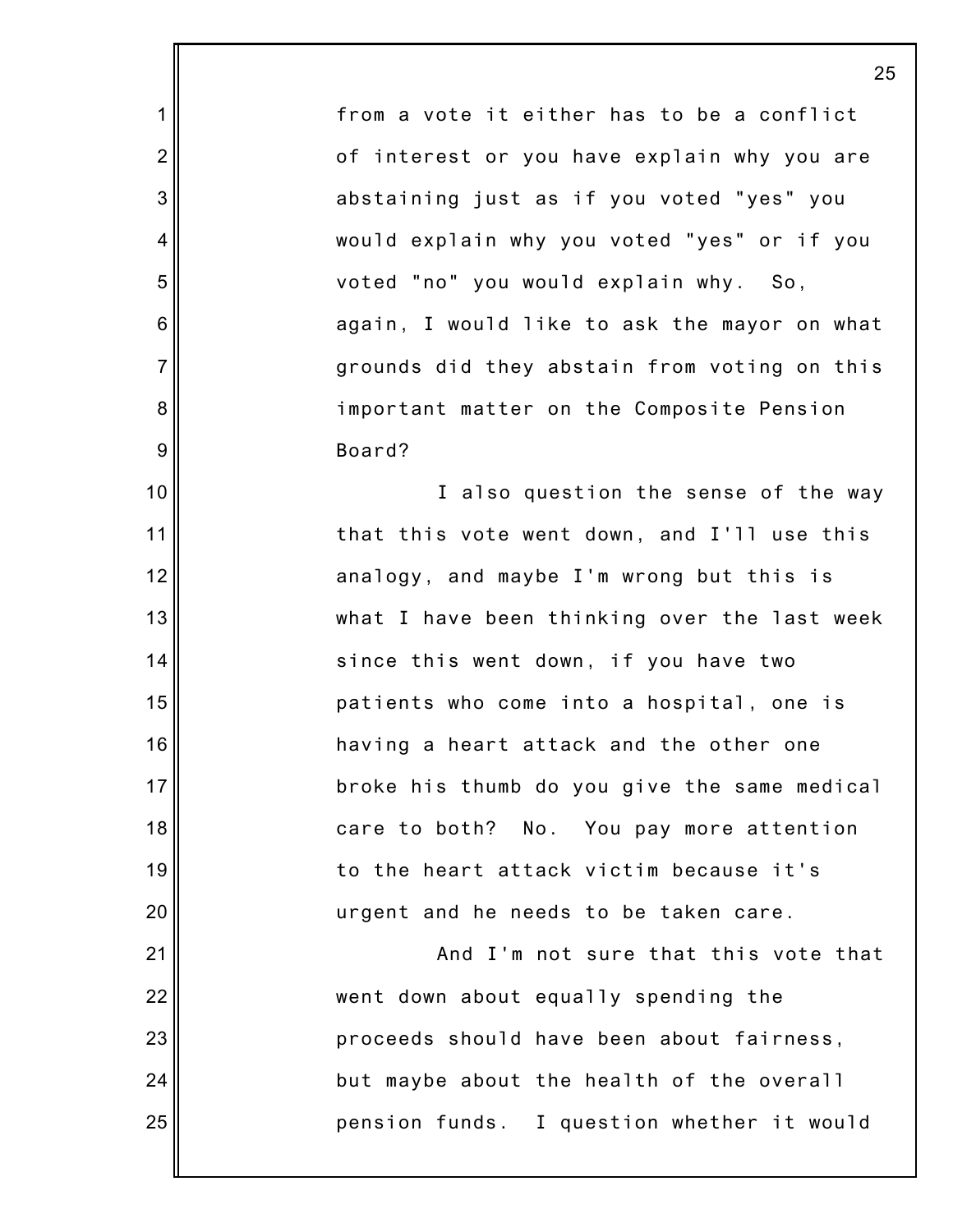from a vote it either has to be a conflict of interest or you have explain why you are abstaining just as if you voted "yes" you would explain why you voted "yes" or if you voted "no" you would explain why. So, again, I would like to ask the mayor on what grounds did they abstain from voting on this important matter on the Composite Pension Board?

I also question the sense of the way that this vote went down, and I'll use this analogy, and maybe I'm wrong but this is what I have been thinking over the last week since this went down, if you have two patients who come into a hospital, one is having a heart attack and the other one broke his thumb do you give the same medical care to both? No. You pay more attention to the heart attack victim because it's urgent and he needs to be taken care.

And I'm not sure that this vote that went down about equally spending the proceeds should have been about fairness, but maybe about the health of the overall pension funds. I question whether it would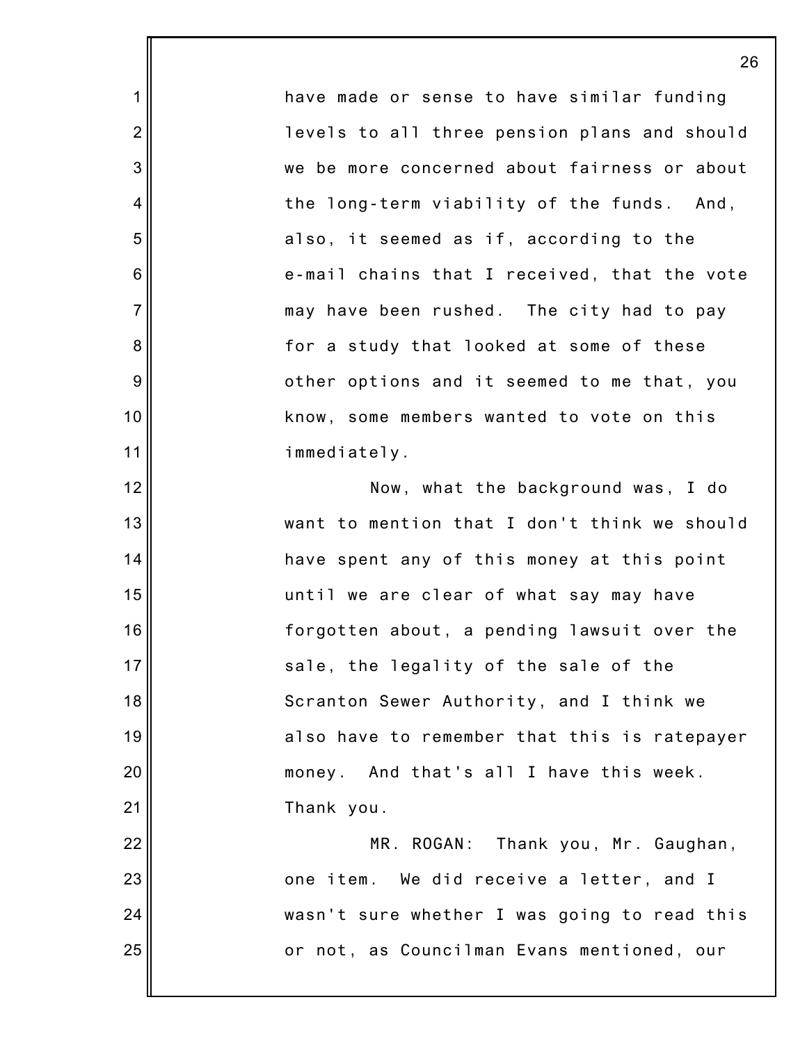have made or sense to have similar funding levels to all three pension plans and should we be more concerned about fairness or about the long-term viability of the funds. And, also, it seemed as if, according to the e-mail chains that I received, that the vote may have been rushed. The city had to pay for a study that looked at some of these other options and it seemed to me that, you know, some members wanted to vote on this immediately.

Now, what the background was, I do want to mention that I don't think we should have spent any of this money at this point until we are clear of what say may have forgotten about, a pending lawsuit over the sale, the legality of the sale of the Scranton Sewer Authority, and I think we also have to remember that this is ratepayer money. And that's all I have this week. Thank you.

MR. ROGAN: Thank you, Mr. Gaughan, one item. We did receive a letter, and I wasn't sure whether I was going to read this or not, as Councilman Evans mentioned, our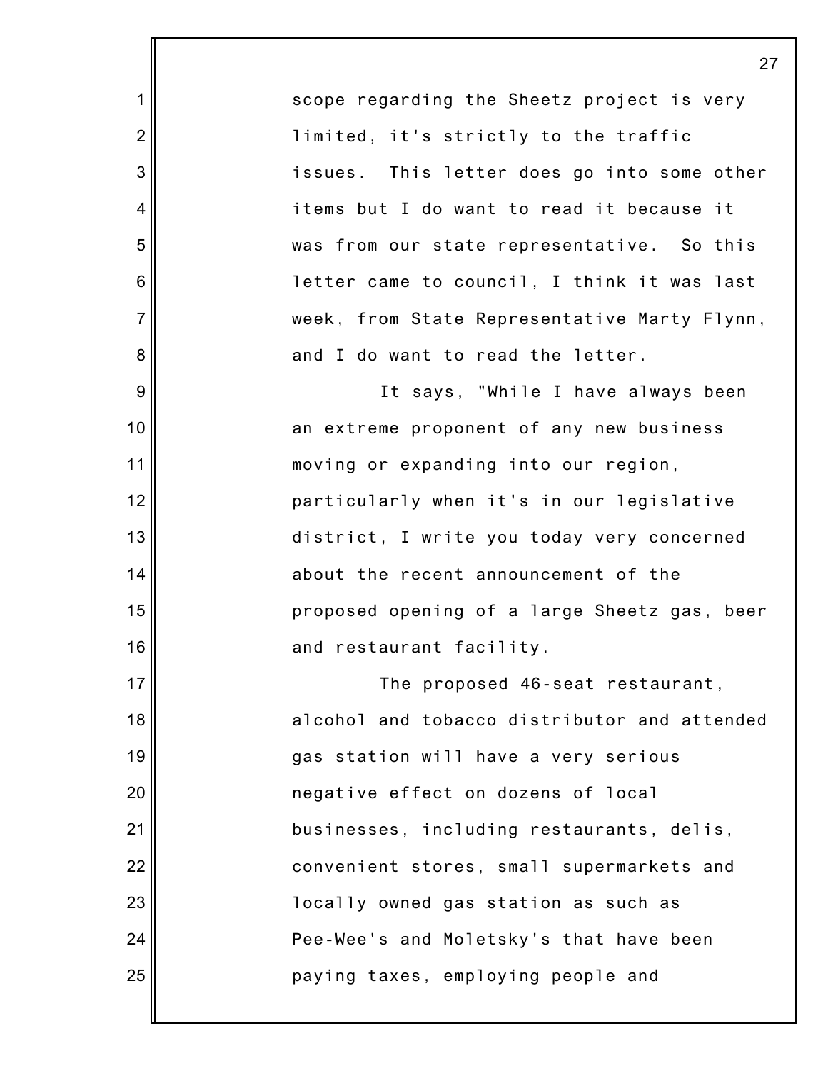scope regarding the Sheetz project is very limited, it's strictly to the traffic issues. This letter does go into some other items but I do want to read it because it was from our state representative. So this letter came to council, I think it was last week, from State Representative Marty Flynn, and I do want to read the letter.

It says, "While I have always been an extreme proponent of any new business moving or expanding into our region, particularly when it's in our legislative district, I write you today very concerned about the recent announcement of the proposed opening of a large Sheetz gas, beer and restaurant facility.

The proposed 46-seat restaurant, alcohol and tobacco distributor and attended gas station will have a very serious negative effect on dozens of local businesses, including restaurants, delis, convenient stores, small supermarkets and locally owned gas station as such as Pee-Wee's and Moletsky's that have been paying taxes, employing people and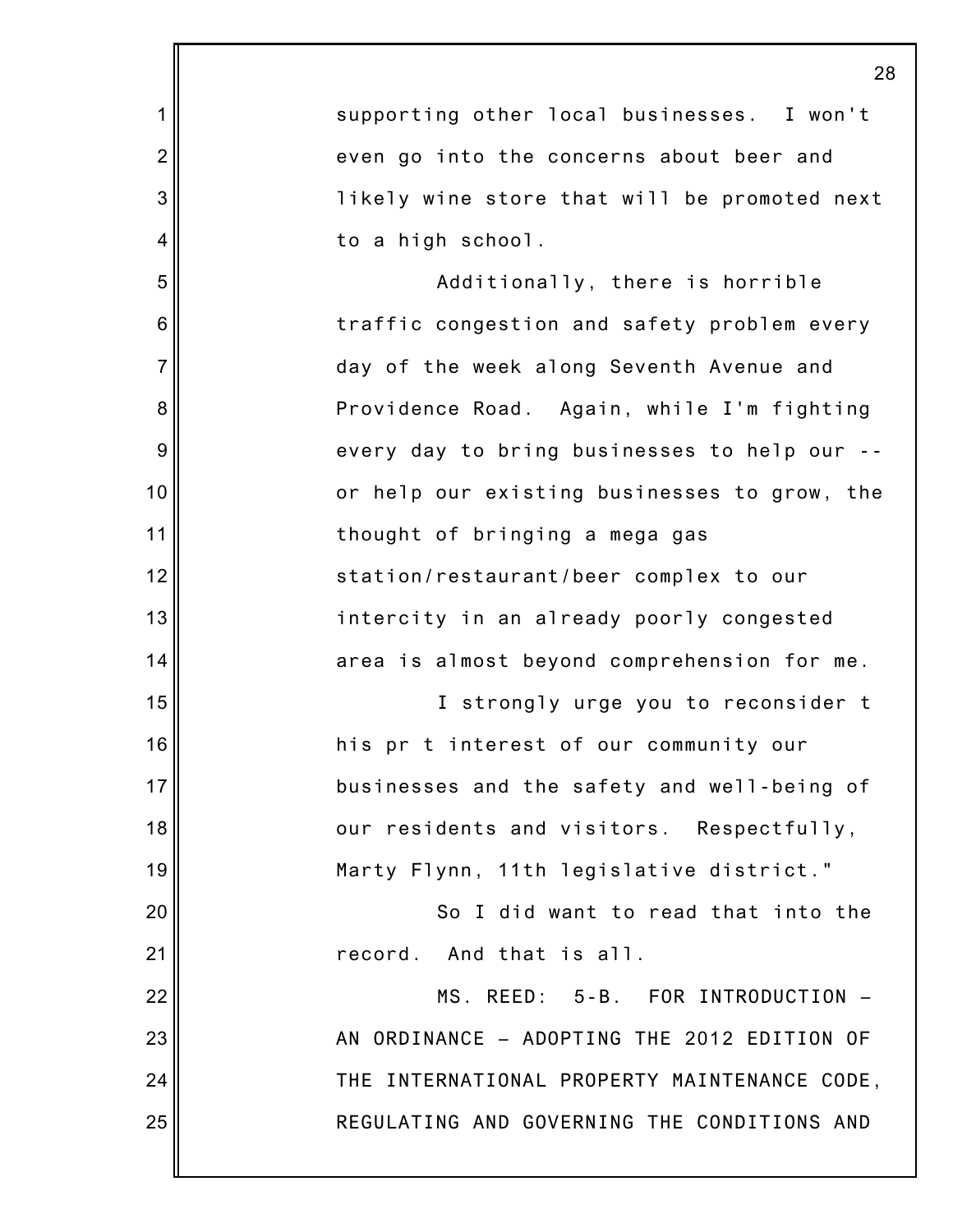supporting other local businesses. I won't even go into the concerns about beer and likely wine store that will be promoted next to a high school.

Additionally, there is horrible traffic congestion and safety problem every day of the week along Seventh Avenue and Providence Road. Again, while I'm fighting every day to bring businesses to help our -- or help our existing businesses to grow, the thought of bringing a mega gas station/restaurant/beer complex to our intercity in an already poorly congested area is almost beyond comprehension for me.

I strongly urge you to reconsider t his pr t interest of our community our businesses and the safety and well-being of our residents and visitors. Respectfully, Marty Flynn, 11th legislative district."

So I did want to read that into the record. And that is all.

MS. REED: 5-B. FOR INTRODUCTION – AN ORDINANCE – ADOPTING THE 2012 EDITION OF THE INTERNATIONAL PROPERTY MAINTENANCE CODE, REGULATING AND GOVERNING THE CONDITIONS AND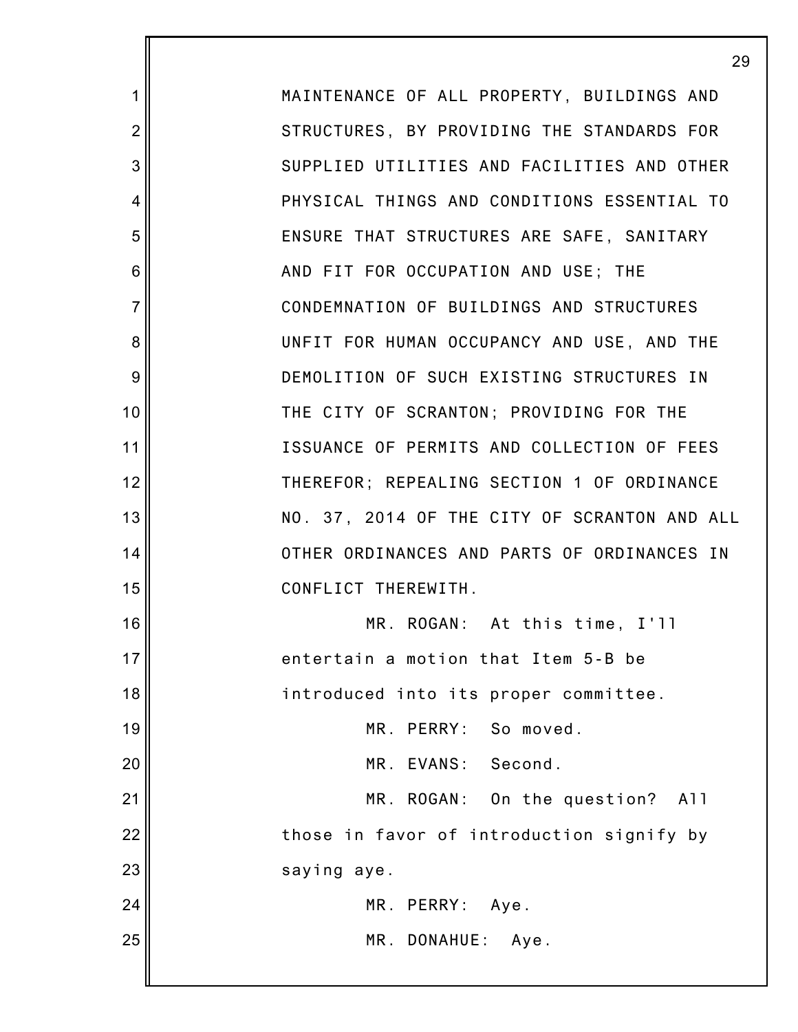MAINTENANCE OF ALL PROPERTY, BUILDINGS AND STRUCTURES, BY PROVIDING THE STANDARDS FOR SUPPLIED UTILITIES AND FACILITIES AND OTHER PHYSICAL THINGS AND CONDITIONS ESSENTIAL TO ENSURE THAT STRUCTURES ARE SAFE, SANITARY AND FIT FOR OCCUPATION AND USE; THE CONDEMNATION OF BUILDINGS AND STRUCTURES UNFIT FOR HUMAN OCCUPANCY AND USE, AND THE DEMOLITION OF SUCH EXISTING STRUCTURES IN THE CITY OF SCRANTON; PROVIDING FOR THE ISSUANCE OF PERMITS AND COLLECTION OF FEES THEREFOR; REPEALING SECTION 1 OF ORDINANCE NO. 37, 2014 OF THE CITY OF SCRANTON AND ALL OTHER ORDINANCES AND PARTS OF ORDINANCES IN CONFLICT THEREWITH.

MR. ROGAN: At this time, I'll entertain a motion that Item 5-B be introduced into its proper committee.

MR. PERRY: So moved.

MR. EVANS: Second.

MR. ROGAN: On the question? All those in favor of introduction signify by saying aye.

MR. PERRY: Aye.

MR. DONAHUE: Aye.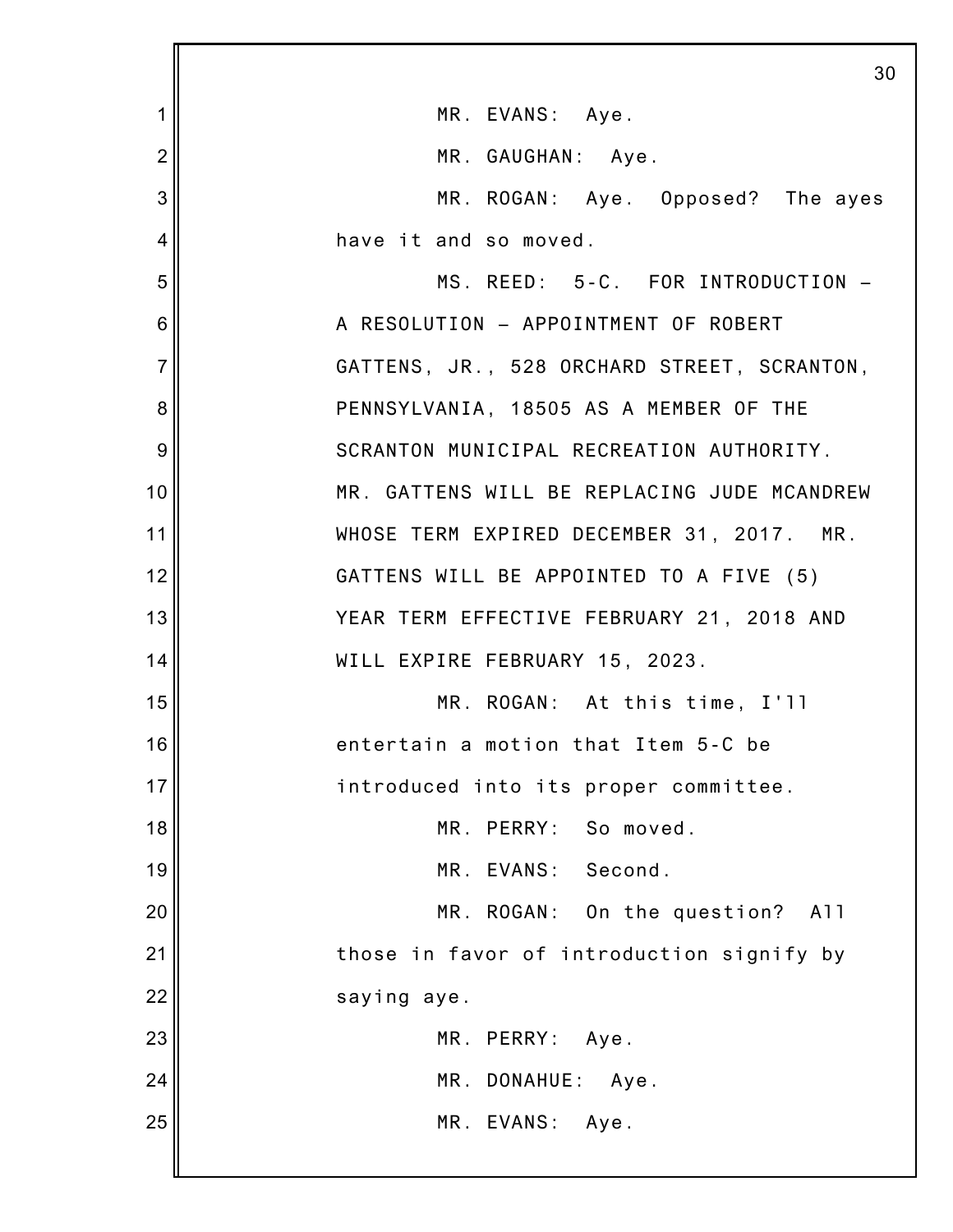MR. EVANS: Aye.

MR. GAUGHAN: Aye.

MR. ROGAN: Aye. Opposed? The ayes have it and so moved.

MS. REED: 5-C. FOR INTRODUCTION – A RESOLUTION – APPOINTMENT OF ROBERT GATTENS, JR., 528 ORCHARD STREET, SCRANTON, PENNSYLVANIA, 18505 AS A MEMBER OF THE SCRANTON MUNICIPAL RECREATION AUTHORITY. MR. GATTENS WILL BE REPLACING JUDE MCANDREW WHOSE TERM EXPIRED DECEMBER 31, 2017. MR. GATTENS WILL BE APPOINTED TO A FIVE (5) YEAR TERM EFFECTIVE FEBRUARY 21, 2018 AND WILL EXPIRE FEBRUARY 15, 2023.

MR. ROGAN: At this time, I'll entertain a motion that Item 5-C be introduced into its proper committee.

MR. PERRY: So moved.

MR. EVANS: Second.

MR. ROGAN: On the question? All those in favor of introduction signify by saying aye.

MR. PERRY: Aye.

MR. DONAHUE: Aye.

MR. EVANS: Aye.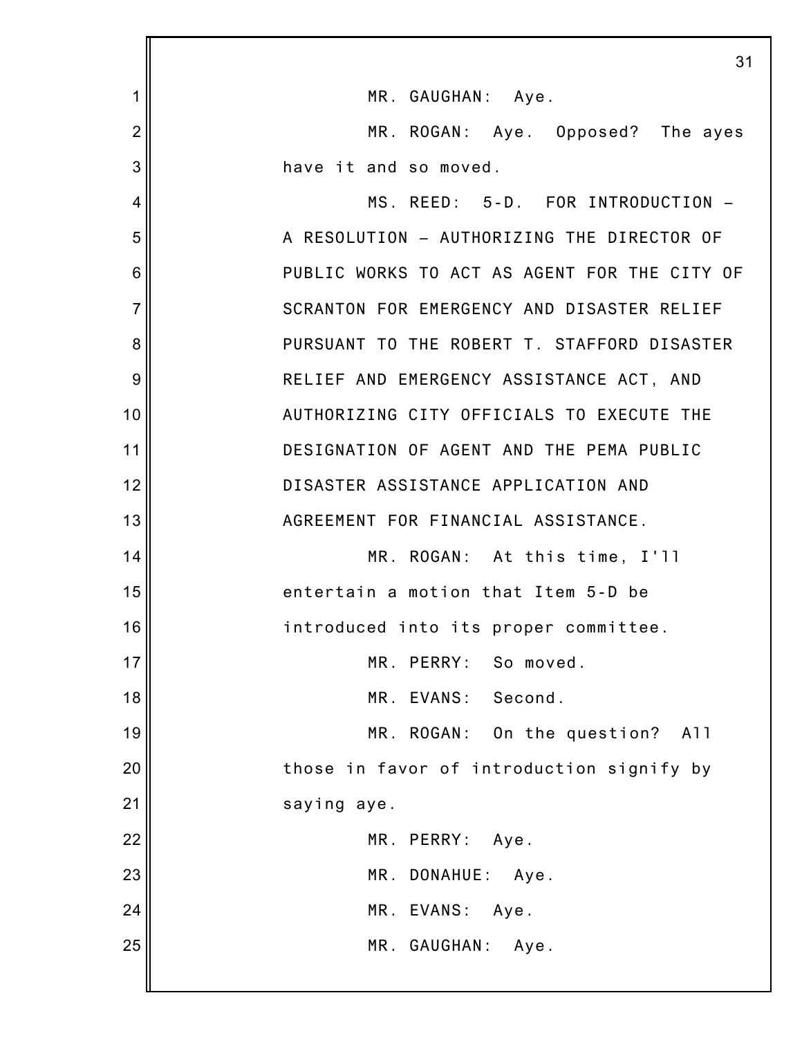MR. GAUGHAN: Aye.

MR. ROGAN: Aye. Opposed? The ayes have it and so moved.

MS. REED: 5-D. FOR INTRODUCTION – A RESOLUTION – AUTHORIZING THE DIRECTOR OF PUBLIC WORKS TO ACT AS AGENT FOR THE CITY OF SCRANTON FOR EMERGENCY AND DISASTER RELIEF PURSUANT TO THE ROBERT T. STAFFORD DISASTER RELIEF AND EMERGENCY ASSISTANCE ACT, AND AUTHORIZING CITY OFFICIALS TO EXECUTE THE DESIGNATION OF AGENT AND THE PEMA PUBLIC DISASTER ASSISTANCE APPLICATION AND AGREEMENT FOR FINANCIAL ASSISTANCE.

MR. ROGAN: At this time, I'll entertain a motion that Item 5-D be introduced into its proper committee.

MR. PERRY: So moved.

MR. EVANS: Second.

MR. ROGAN: On the question? All those in favor of introduction signify by saying aye.

MR. PERRY: Aye.

MR. DONAHUE: Aye.

MR. EVANS: Aye.

MR. GAUGHAN: Aye.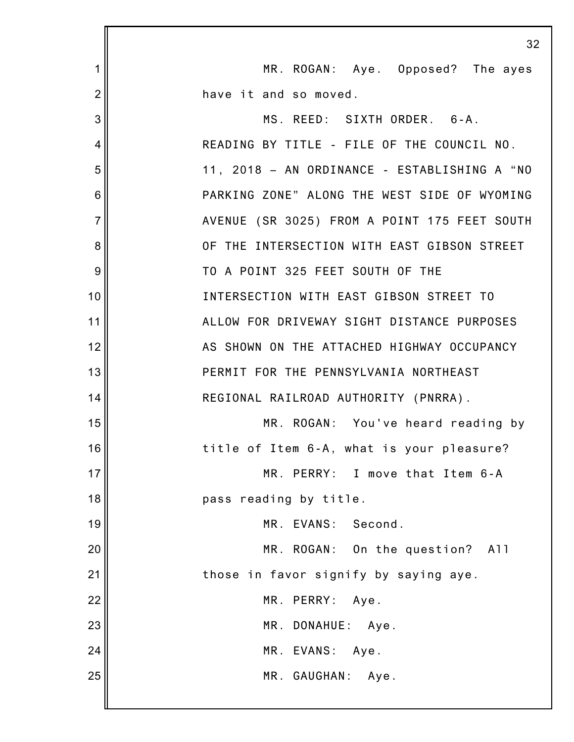MR. ROGAN: Aye. Opposed? The ayes have it and so moved.

MS. REED: SIXTH ORDER. 6-A. READING BY TITLE - FILE OF THE COUNCIL NO. 11, 2018 – AN ORDINANCE - ESTABLISHING A “NO PARKING ZONE” ALONG THE WEST SIDE OF WYOMING AVENUE (SR 3025) FROM A POINT 175 FEET SOUTH OF THE INTERSECTION WITH EAST GIBSON STREET TO A POINT 325 FEET SOUTH OF THE INTERSECTION WITH EAST GIBSON STREET TO ALLOW FOR DRIVEWAY SIGHT DISTANCE PURPOSES AS SHOWN ON THE ATTACHED HIGHWAY OCCUPANCY PERMIT FOR THE PENNSYLVANIA NORTHEAST REGIONAL RAILROAD AUTHORITY (PNRRA).

MR. ROGAN: You've heard reading by title of Item 6-A, what is your pleasure?

MR. PERRY: I move that Item 6-A pass reading by title.

MR. EVANS: Second.

MR. ROGAN: On the question? All those in favor signify by saying aye.

MR. PERRY: Aye.

MR. DONAHUE: Aye.

MR. EVANS: Aye.

MR. GAUGHAN: Aye.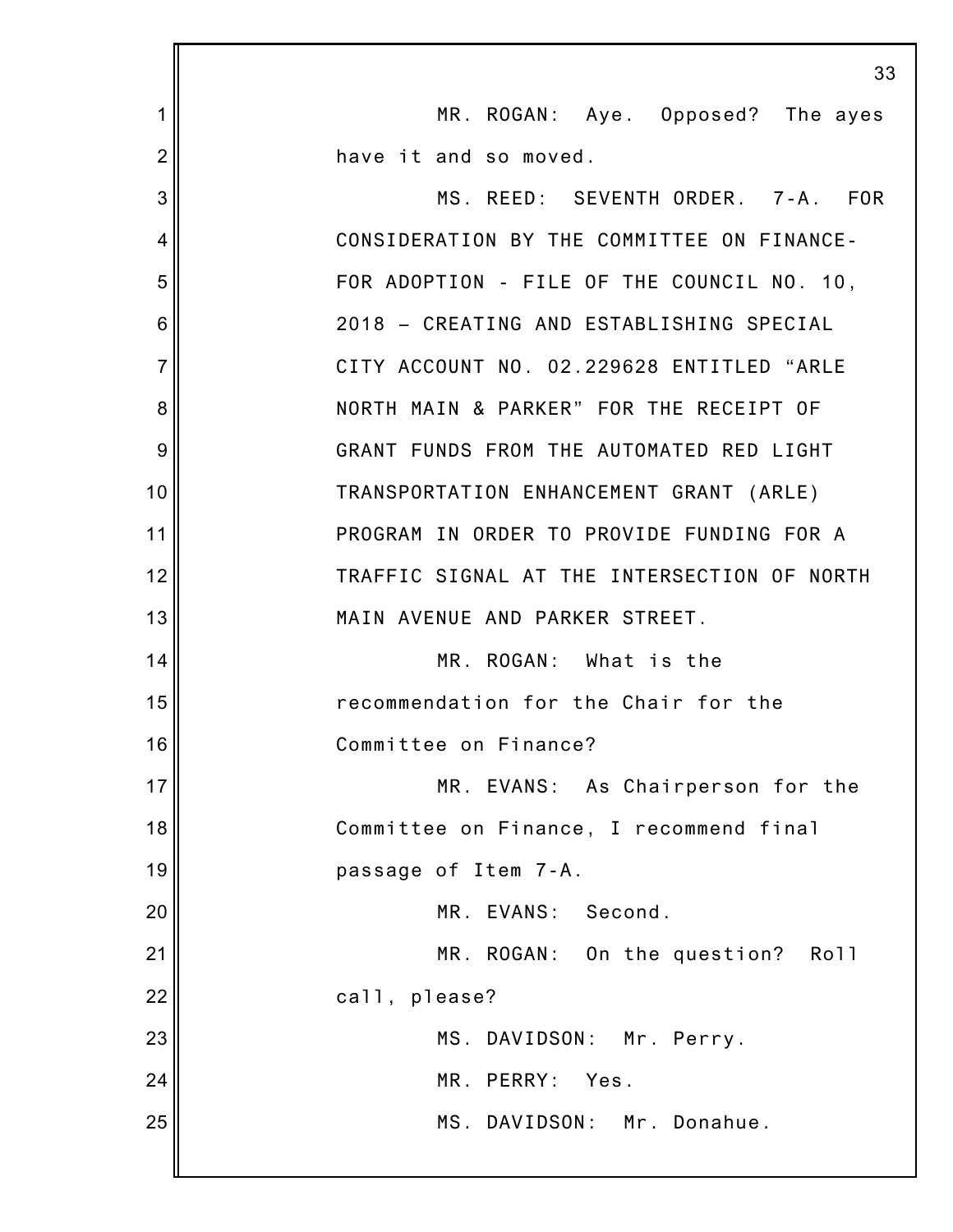MR. ROGAN: Aye. Opposed? The ayes have it and so moved.

MS. REED: SEVENTH ORDER. 7-A. FOR CONSIDERATION BY THE COMMITTEE ON FINANCE- FOR ADOPTION - FILE OF THE COUNCIL NO. 10, 2018 – CREATING AND ESTABLISHING SPECIAL CITY ACCOUNT NO. 02.229628 ENTITLED "ARLE NORTH MAIN & PARKER" FOR THE RECEIPT OF GRANT FUNDS FROM THE AUTOMATED RED LIGHT TRANSPORTATION ENHANCEMENT GRANT (ARLE) PROGRAM IN ORDER TO PROVIDE FUNDING FOR A TRAFFIC SIGNAL AT THE INTERSECTION OF NORTH MAIN AVENUE AND PARKER STREET.

MR. ROGAN: What is the recommendation for the Chair for the Committee on Finance?

MR. EVANS: As Chairperson for the Committee on Finance, I recommend final passage of Item 7-A.

MR. EVANS: Second.

MR. ROGAN: On the question? Roll call, please?

MS. DAVIDSON: Mr. Perry.

MR. PERRY: Yes.

MS. DAVIDSON: Mr. Donahue.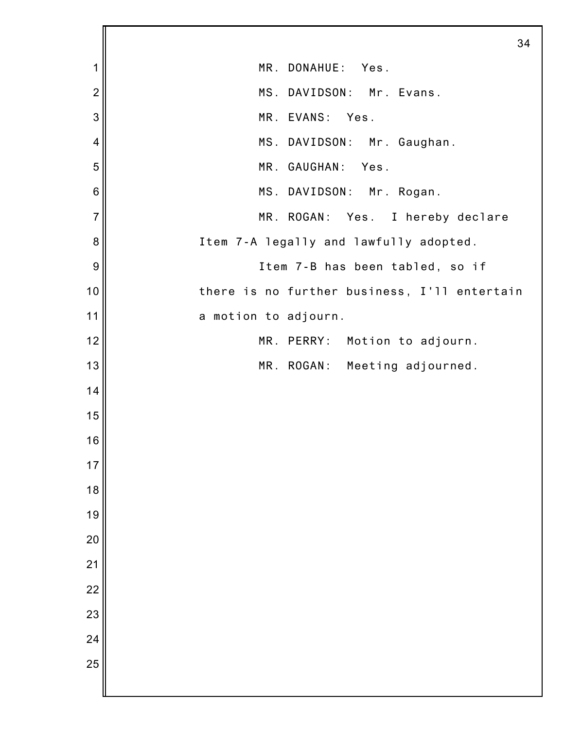MR. DONAHUE: Yes.

MS. DAVIDSON: Mr. Evans.

MR. EVANS: Yes.

MS. DAVIDSON: Mr. Gaughan.

MR. GAUGHAN: Yes.

MS. DAVIDSON: Mr. Rogan.

MR. ROGAN: Yes. I hereby declare Item 7-A legally and lawfully adopted.

Item 7-B has been tabled, so if there is no further business, I'll entertain a motion to adjourn.

MR. PERRY: Motion to adjourn.

MR. ROGAN: Meeting adjourned.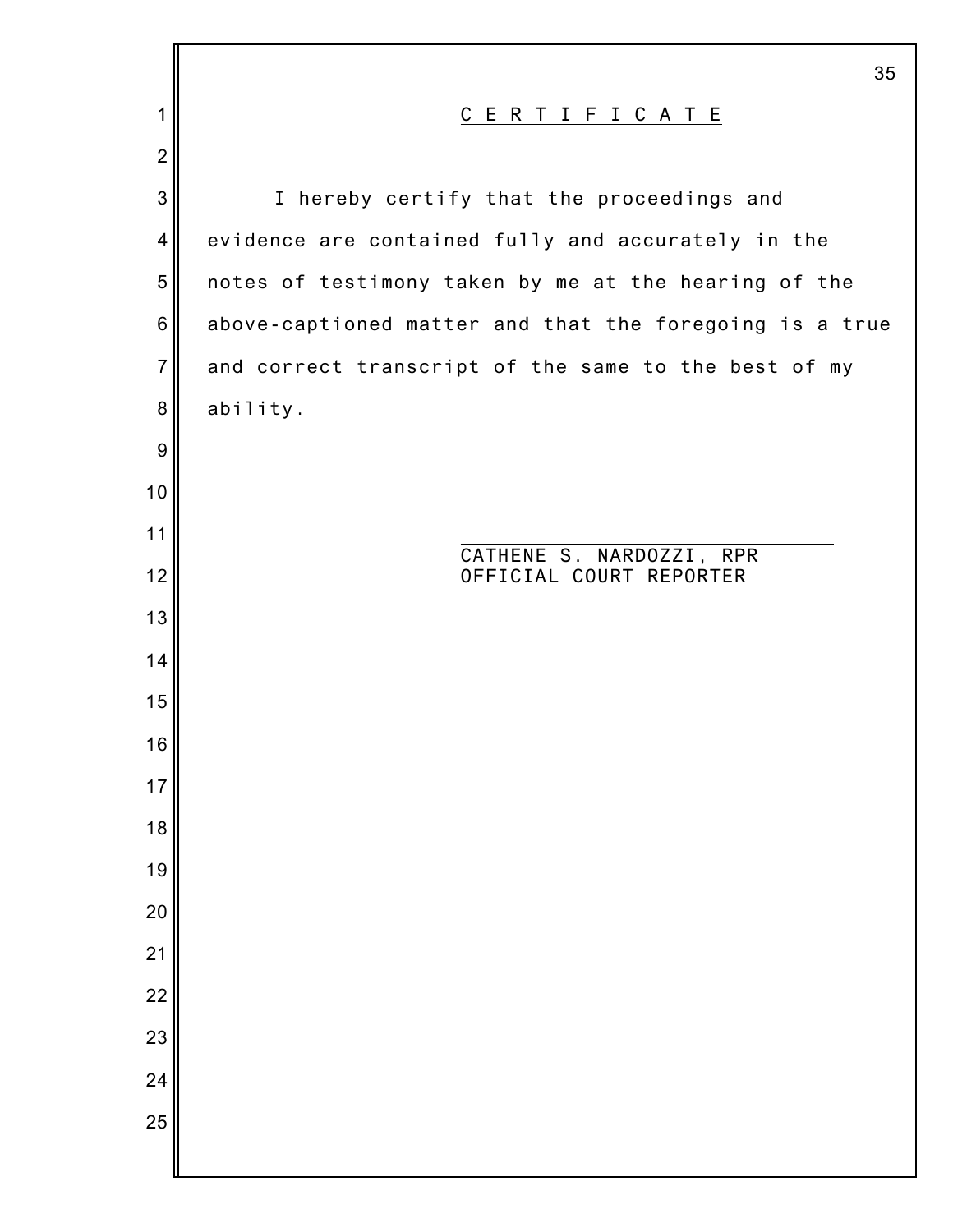# C E R T I F I C A T E

I hereby certify that the proceedings and evidence are contained fully and accurately in the notes of testimony taken by me at the hearing of the above-captioned matter and that the foregoing is a true and correct transcript of the same to the best of my ability.

\_\_\_\_\_\_\_\_\_\_\_\_\_\_\_\_\_\_\_\_\_\_\_\_\_\_\_\_\_\_

CATHENE S. NARDOZZI, RPR
OFFICIAL COURT REPORTER